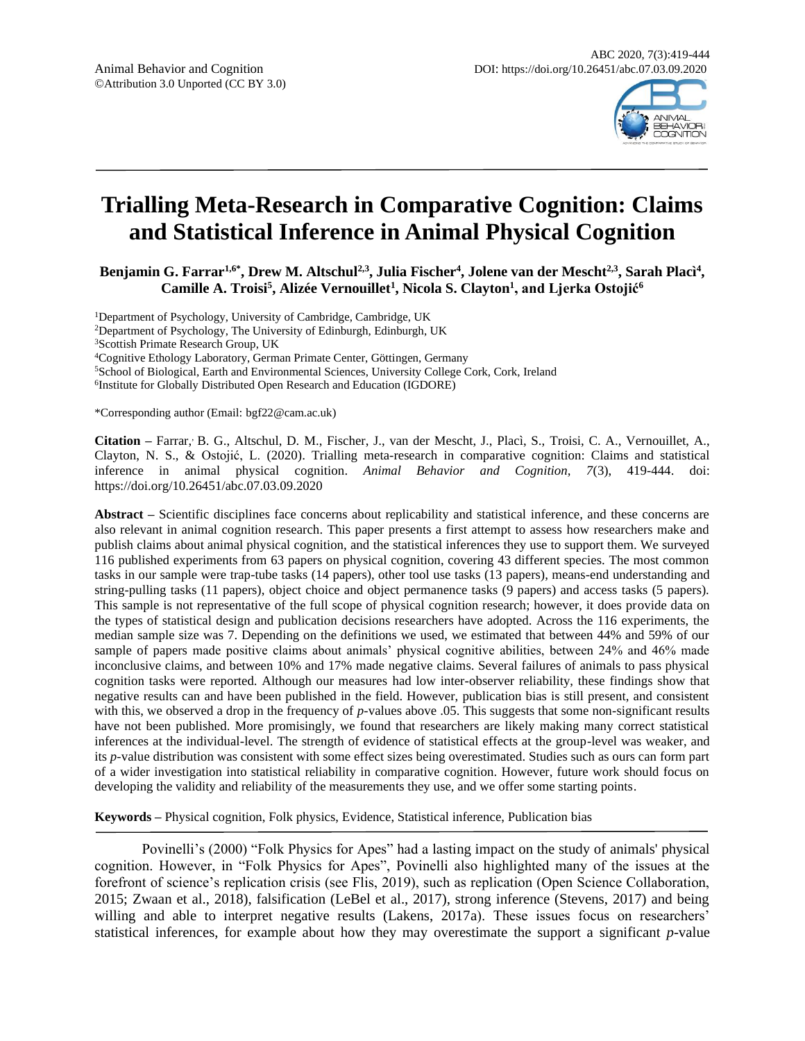Animal Behavior and Cognition
©Attribution 3.0 Unported (CC BY 3.0)

ABC 2020, 7(3):419-444
DOI: https://doi.org/10.26451/abc.07.03.09.2020

# Trialling Meta-Research in Comparative Cognition: Claims and Statistical Inference in Animal Physical Cognition

**Benjamin G. Farrar[1,6*], Drew M. Altschul[2,3], Julia Fischer[4], Jolene van der Mescht[2,3], Sarah Placì[4], Camille A. Troisi[5], Alizée Vernouillet[1], Nicola S. Clayton[1], and Ljerka Ostojić[6]**

[1]Department of Psychology, University of Cambridge, Cambridge, UK
[2]Department of Psychology, The University of Edinburgh, Edinburgh, UK
[3]Scottish Primate Research Group, UK
[4]Cognitive Ethology Laboratory, German Primate Center, Göttingen, Germany
[5]School of Biological, Earth and Environmental Sciences, University College Cork, Cork, Ireland
[6]Institute for Globally Distributed Open Research and Education (IGDORE)

*Corresponding author (Email: bgf22@cam.ac.uk)

**Citation –** Farrar, B. G., Altschul, D. M., Fischer, J., van der Mescht, J., Placì, S., Troisi, C. A., Vernouillet, A., Clayton, N. S., & Ostojić, L. (2020). Trialling meta-research in comparative cognition: Claims and statistical inference in animal physical cognition. *Animal Behavior and Cognition, 7*(3), 419-444. doi: https://doi.org/10.26451/abc.07.03.09.2020

**Abstract –** Scientific disciplines face concerns about replicability and statistical inference, and these concerns are also relevant in animal cognition research. This paper presents a first attempt to assess how researchers make and publish claims about animal physical cognition, and the statistical inferences they use to support them. We surveyed 116 published experiments from 63 papers on physical cognition, covering 43 different species. The most common tasks in our sample were trap-tube tasks (14 papers), other tool use tasks (13 papers), means-end understanding and string-pulling tasks (11 papers), object choice and object permanence tasks (9 papers) and access tasks (5 papers). This sample is not representative of the full scope of physical cognition research; however, it does provide data on the types of statistical design and publication decisions researchers have adopted. Across the 116 experiments, the median sample size was 7. Depending on the definitions we used, we estimated that between 44% and 59% of our sample of papers made positive claims about animals' physical cognitive abilities, between 24% and 46% made inconclusive claims, and between 10% and 17% made negative claims. Several failures of animals to pass physical cognition tasks were reported. Although our measures had low inter-observer reliability, these findings show that negative results can and have been published in the field. However, publication bias is still present, and consistent with this, we observed a drop in the frequency of *p*-values above .05. This suggests that some non-significant results have not been published. More promisingly, we found that researchers are likely making many correct statistical inferences at the individual-level. The strength of evidence of statistical effects at the group-level was weaker, and its *p*-value distribution was consistent with some effect sizes being overestimated. Studies such as ours can form part of a wider investigation into statistical reliability in comparative cognition. However, future work should focus on developing the validity and reliability of the measurements they use, and we offer some starting points.

**Keywords –** Physical cognition, Folk physics, Evidence, Statistical inference, Publication bias

Povinelli's (2000) "Folk Physics for Apes" had a lasting impact on the study of animals' physical cognition. However, in "Folk Physics for Apes", Povinelli also highlighted many of the issues at the forefront of science's replication crisis (see Flis, 2019), such as replication (Open Science Collaboration, 2015; Zwaan et al., 2018), falsification (LeBel et al., 2017), strong inference (Stevens, 2017) and being willing and able to interpret negative results (Lakens, 2017a). These issues focus on researchers' statistical inferences, for example about how they may overestimate the support a significant *p*-value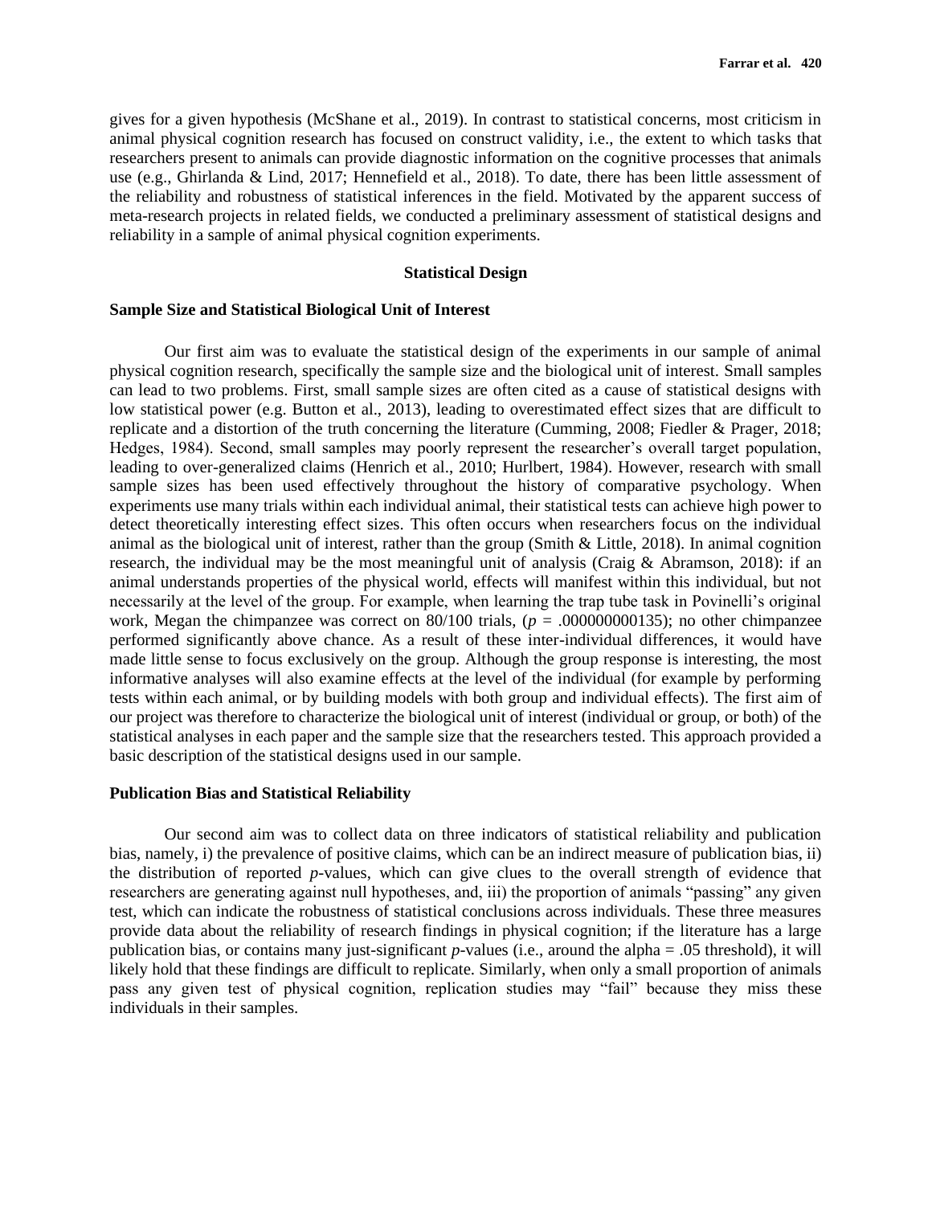gives for a given hypothesis (McShane et al., 2019). In contrast to statistical concerns, most criticism in animal physical cognition research has focused on construct validity, i.e., the extent to which tasks that researchers present to animals can provide diagnostic information on the cognitive processes that animals use (e.g., Ghirlanda & Lind, 2017; Hennefield et al., 2018). To date, there has been little assessment of the reliability and robustness of statistical inferences in the field. Motivated by the apparent success of meta-research projects in related fields, we conducted a preliminary assessment of statistical designs and reliability in a sample of animal physical cognition experiments.

## Statistical Design

### Sample Size and Statistical Biological Unit of Interest

Our first aim was to evaluate the statistical design of the experiments in our sample of animal physical cognition research, specifically the sample size and the biological unit of interest. Small samples can lead to two problems. First, small sample sizes are often cited as a cause of statistical designs with low statistical power (e.g. Button et al., 2013), leading to overestimated effect sizes that are difficult to replicate and a distortion of the truth concerning the literature (Cumming, 2008; Fiedler & Prager, 2018; Hedges, 1984). Second, small samples may poorly represent the researcher's overall target population, leading to over-generalized claims (Henrich et al., 2010; Hurlbert, 1984). However, research with small sample sizes has been used effectively throughout the history of comparative psychology. When experiments use many trials within each individual animal, their statistical tests can achieve high power to detect theoretically interesting effect sizes. This often occurs when researchers focus on the individual animal as the biological unit of interest, rather than the group (Smith & Little, 2018). In animal cognition research, the individual may be the most meaningful unit of analysis (Craig & Abramson, 2018): if an animal understands properties of the physical world, effects will manifest within this individual, but not necessarily at the level of the group. For example, when learning the trap tube task in Povinelli's original work, Megan the chimpanzee was correct on 80/100 trials, ($p$ = .000000000135); no other chimpanzee performed significantly above chance. As a result of these inter-individual differences, it would have made little sense to focus exclusively on the group. Although the group response is interesting, the most informative analyses will also examine effects at the level of the individual (for example by performing tests within each animal, or by building models with both group and individual effects). The first aim of our project was therefore to characterize the biological unit of interest (individual or group, or both) of the statistical analyses in each paper and the sample size that the researchers tested. This approach provided a basic description of the statistical designs used in our sample.

### Publication Bias and Statistical Reliability

Our second aim was to collect data on three indicators of statistical reliability and publication bias, namely, i) the prevalence of positive claims, which can be an indirect measure of publication bias, ii) the distribution of reported $p$-values, which can give clues to the overall strength of evidence that researchers are generating against null hypotheses, and, iii) the proportion of animals "passing" any given test, which can indicate the robustness of statistical conclusions across individuals. These three measures provide data about the reliability of research findings in physical cognition; if the literature has a large publication bias, or contains many just-significant $p$-values (i.e., around the alpha = .05 threshold), it will likely hold that these findings are difficult to replicate. Similarly, when only a small proportion of animals pass any given test of physical cognition, replication studies may "fail" because they miss these individuals in their samples.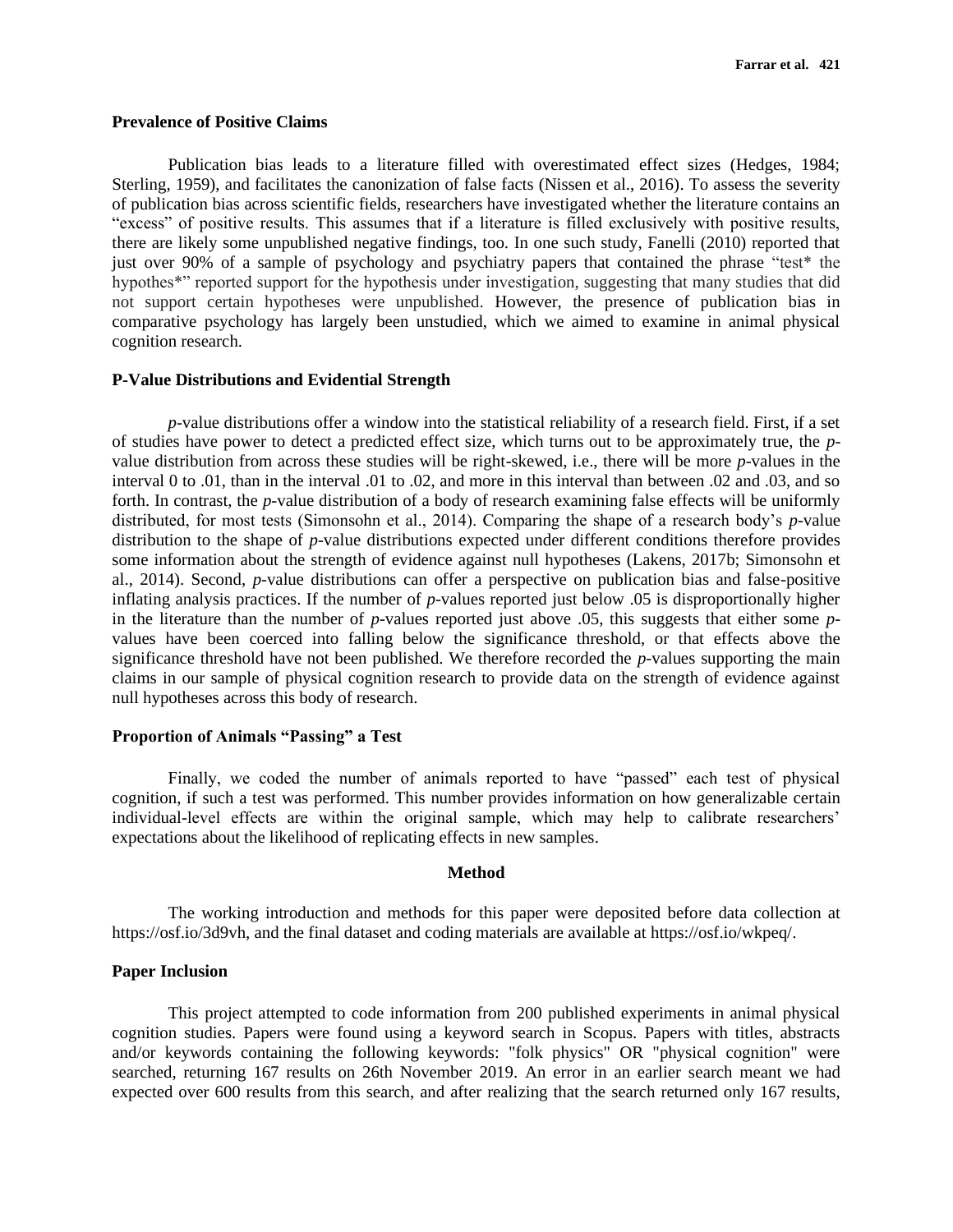### Prevalence of Positive Claims

Publication bias leads to a literature filled with overestimated effect sizes (Hedges, 1984; Sterling, 1959), and facilitates the canonization of false facts (Nissen et al., 2016). To assess the severity of publication bias across scientific fields, researchers have investigated whether the literature contains an "excess" of positive results. This assumes that if a literature is filled exclusively with positive results, there are likely some unpublished negative findings, too. In one such study, Fanelli (2010) reported that just over 90% of a sample of psychology and psychiatry papers that contained the phrase "test* the hypothes*" reported support for the hypothesis under investigation, suggesting that many studies that did not support certain hypotheses were unpublished. However, the presence of publication bias in comparative psychology has largely been unstudied, which we aimed to examine in animal physical cognition research.

### P-Value Distributions and Evidential Strength

*p*-value distributions offer a window into the statistical reliability of a research field. First, if a set of studies have power to detect a predicted effect size, which turns out to be approximately true, the *p*-value distribution from across these studies will be right-skewed, i.e., there will be more *p*-values in the interval 0 to .01, than in the interval .01 to .02, and more in this interval than between .02 and .03, and so forth. In contrast, the *p*-value distribution of a body of research examining false effects will be uniformly distributed, for most tests (Simonsohn et al., 2014). Comparing the shape of a research body's *p*-value distribution to the shape of *p*-value distributions expected under different conditions therefore provides some information about the strength of evidence against null hypotheses (Lakens, 2017b; Simonsohn et al., 2014). Second, *p*-value distributions can offer a perspective on publication bias and false-positive inflating analysis practices. If the number of *p*-values reported just below .05 is disproportionally higher in the literature than the number of *p*-values reported just above .05, this suggests that either some *p*-values have been coerced into falling below the significance threshold, or that effects above the significance threshold have not been published. We therefore recorded the *p*-values supporting the main claims in our sample of physical cognition research to provide data on the strength of evidence against null hypotheses across this body of research.

### Proportion of Animals "Passing" a Test

Finally, we coded the number of animals reported to have "passed" each test of physical cognition, if such a test was performed. This number provides information on how generalizable certain individual-level effects are within the original sample, which may help to calibrate researchers' expectations about the likelihood of replicating effects in new samples.

## Method

The working introduction and methods for this paper were deposited before data collection at https://osf.io/3d9vh, and the final dataset and coding materials are available at https://osf.io/wkpeq/.

### Paper Inclusion

This project attempted to code information from 200 published experiments in animal physical cognition studies. Papers were found using a keyword search in Scopus. Papers with titles, abstracts and/or keywords containing the following keywords: "folk physics" OR "physical cognition" were searched, returning 167 results on 26th November 2019. An error in an earlier search meant we had expected over 600 results from this search, and after realizing that the search returned only 167 results,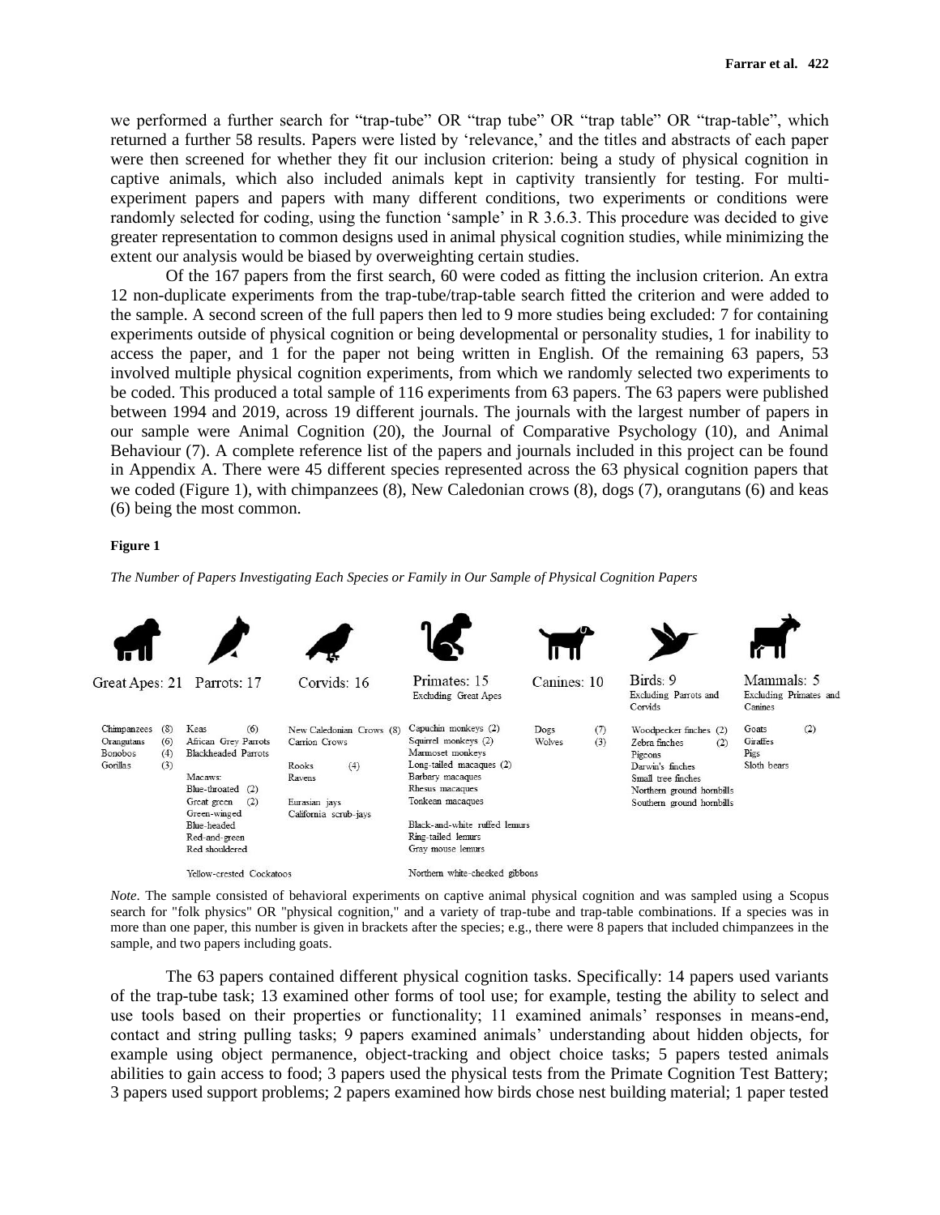we performed a further search for "trap-tube" OR "trap tube" OR "trap table" OR "trap-table", which returned a further 58 results. Papers were listed by 'relevance,' and the titles and abstracts of each paper were then screened for whether they fit our inclusion criterion: being a study of physical cognition in captive animals, which also included animals kept in captivity transiently for testing. For multi-experiment papers and papers with many different conditions, two experiments or conditions were randomly selected for coding, using the function 'sample' in R 3.6.3. This procedure was decided to give greater representation to common designs used in animal physical cognition studies, while minimizing the extent our analysis would be biased by overweighting certain studies.

Of the 167 papers from the first search, 60 were coded as fitting the inclusion criterion. An extra 12 non-duplicate experiments from the trap-tube/trap-table search fitted the criterion and were added to the sample. A second screen of the full papers then led to 9 more studies being excluded: 7 for containing experiments outside of physical cognition or being developmental or personality studies, 1 for inability to access the paper, and 1 for the paper not being written in English. Of the remaining 63 papers, 53 involved multiple physical cognition experiments, from which we randomly selected two experiments to be coded. This produced a total sample of 116 experiments from 63 papers. The 63 papers were published between 1994 and 2019, across 19 different journals. The journals with the largest number of papers in our sample were Animal Cognition (20), the Journal of Comparative Psychology (10), and Animal Behaviour (7). A complete reference list of the papers and journals included in this project can be found in Appendix A. There were 45 different species represented across the 63 physical cognition papers that we coded (Figure 1), with chimpanzees (8), New Caledonian crows (8), dogs (7), orangutans (6) and keas (6) being the most common.

**Figure 1**

*The Number of Papers Investigating Each Species or Family in Our Sample of Physical Cognition Papers*

| Great Apes: 21 | Parrots: 17 | Corvids: 16 | Primates: 15 Excluding Great Apes | Canines: 10 | Birds: 9 Excluding Parrots and Corvids | Mammals: 5 Excluding Primates and Canines |
|---|---|---|---|---|---|---|
| Chimpanzees (8) | Keas (6) | New Caledonian Crows (8) | Capuchin monkeys (2) | Dogs (7) | Woodpecker finches (2) | Goats (2) |
| Orangutans (6) | African Grey Parrots | Carrion Crows | Squirrel monkeys (2) | Wolves (3) | Zebra finches (2) | Giraffes |
| Bonobos (4) | Blackheaded Parrots | | Marmoset monkeys | | Pigeons | Pigs |
| Gorillas (3) | | Rooks (4) | Long-tailed macaques (2) | | Darwin's finches | Sloth bears |
| | Macaws: | Ravens | Barbary macaques | | Small tree finches | |
| | Blue-throated (2) | | Rhesus macaques | | Northern ground hornbills | |
| | Great green (2) | Eurasian jays | Tonkean macaques | | Southern ground hornbills | |
| | Green-winged | California scrub-jays | | | | |
| | Blue-headed | | Black-and-white ruffed lemurs | | | |
| | Red-and-green | | Ring-tailed lemurs | | | |
| | Red shouldered | | Gray mouse lemurs | | | |
| | Yellow-crested Cockatoos | | Northern white-cheeked gibbons | | | |

*Note*. The sample consisted of behavioral experiments on captive animal physical cognition and was sampled using a Scopus search for "folk physics" OR "physical cognition," and a variety of trap-tube and trap-table combinations. If a species was in more than one paper, this number is given in brackets after the species; e.g., there were 8 papers that included chimpanzees in the sample, and two papers including goats.

The 63 papers contained different physical cognition tasks. Specifically: 14 papers used variants of the trap-tube task; 13 examined other forms of tool use; for example, testing the ability to select and use tools based on their properties or functionality; 11 examined animals' responses in means-end, contact and string pulling tasks; 9 papers examined animals' understanding about hidden objects, for example using object permanence, object-tracking and object choice tasks; 5 papers tested animals abilities to gain access to food; 3 papers used the physical tests from the Primate Cognition Test Battery; 3 papers used support problems; 2 papers examined how birds chose nest building material; 1 paper tested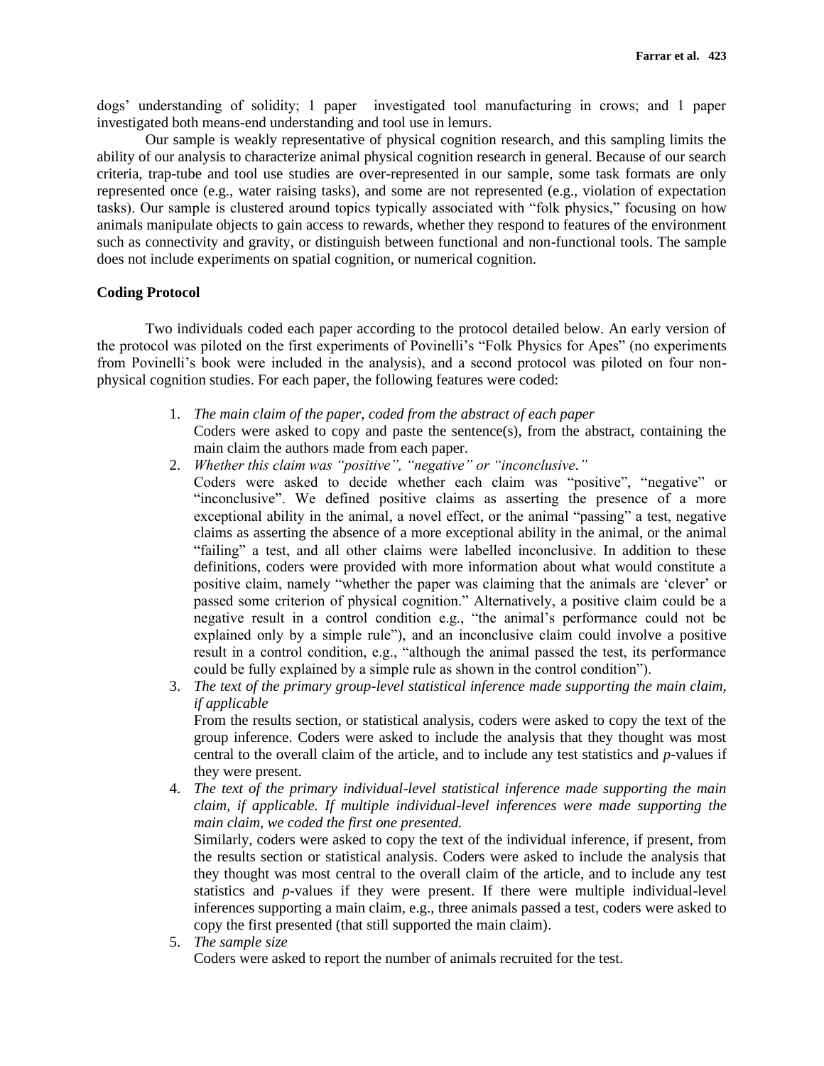dogs' understanding of solidity; 1 paper investigated tool manufacturing in crows; and 1 paper investigated both means-end understanding and tool use in lemurs.

Our sample is weakly representative of physical cognition research, and this sampling limits the ability of our analysis to characterize animal physical cognition research in general. Because of our search criteria, trap-tube and tool use studies are over-represented in our sample, some task formats are only represented once (e.g., water raising tasks), and some are not represented (e.g., violation of expectation tasks). Our sample is clustered around topics typically associated with "folk physics," focusing on how animals manipulate objects to gain access to rewards, whether they respond to features of the environment such as connectivity and gravity, or distinguish between functional and non-functional tools. The sample does not include experiments on spatial cognition, or numerical cognition.

**Coding Protocol**

Two individuals coded each paper according to the protocol detailed below. An early version of the protocol was piloted on the first experiments of Povinelli's "Folk Physics for Apes" (no experiments from Povinelli's book were included in the analysis), and a second protocol was piloted on four non-physical cognition studies. For each paper, the following features were coded:

1. *The main claim of the paper, coded from the abstract of each paper*
   Coders were asked to copy and paste the sentence(s), from the abstract, containing the main claim the authors made from each paper.
2. *Whether this claim was "positive", "negative" or "inconclusive."*
   Coders were asked to decide whether each claim was "positive", "negative" or "inconclusive". We defined positive claims as asserting the presence of a more exceptional ability in the animal, a novel effect, or the animal "passing" a test, negative claims as asserting the absence of a more exceptional ability in the animal, or the animal "failing" a test, and all other claims were labelled inconclusive. In addition to these definitions, coders were provided with more information about what would constitute a positive claim, namely "whether the paper was claiming that the animals are 'clever' or passed some criterion of physical cognition." Alternatively, a positive claim could be a negative result in a control condition e.g., "the animal's performance could not be explained only by a simple rule"), and an inconclusive claim could involve a positive result in a control condition, e.g., "although the animal passed the test, its performance could be fully explained by a simple rule as shown in the control condition").
3. *The text of the primary group-level statistical inference made supporting the main claim, if applicable*
   From the results section, or statistical analysis, coders were asked to copy the text of the group inference. Coders were asked to include the analysis that they thought was most central to the overall claim of the article, and to include any test statistics and *p*-values if they were present.
4. *The text of the primary individual-level statistical inference made supporting the main claim, if applicable. If multiple individual-level inferences were made supporting the main claim, we coded the first one presented.*
   Similarly, coders were asked to copy the text of the individual inference, if present, from the results section or statistical analysis. Coders were asked to include the analysis that they thought was most central to the overall claim of the article, and to include any test statistics and *p*-values if they were present. If there were multiple individual-level inferences supporting a main claim, e.g., three animals passed a test, coders were asked to copy the first presented (that still supported the main claim).
5. *The sample size*
   Coders were asked to report the number of animals recruited for the test.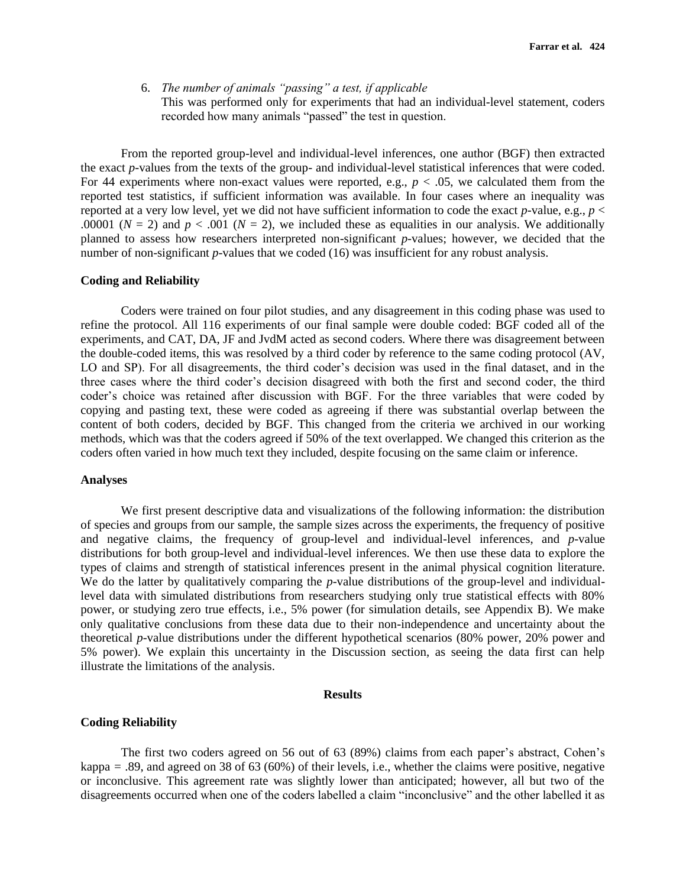6. *The number of animals "passing" a test, if applicable*
   This was performed only for experiments that had an individual-level statement, coders recorded how many animals "passed" the test in question.

From the reported group-level and individual-level inferences, one author (BGF) then extracted the exact *p*-values from the texts of the group- and individual-level statistical inferences that were coded. For 44 experiments where non-exact values were reported, e.g., $p < .05$, we calculated them from the reported test statistics, if sufficient information was available. In four cases where an inequality was reported at a very low level, yet we did not have sufficient information to code the exact *p*-value, e.g., $p < .00001$ ($N = 2$) and $p < .001$ ($N = 2$), we included these as equalities in our analysis. We additionally planned to assess how researchers interpreted non-significant *p*-values; however, we decided that the number of non-significant *p*-values that we coded (16) was insufficient for any robust analysis.

### Coding and Reliability

Coders were trained on four pilot studies, and any disagreement in this coding phase was used to refine the protocol. All 116 experiments of our final sample were double coded: BGF coded all of the experiments, and CAT, DA, JF and JvdM acted as second coders. Where there was disagreement between the double-coded items, this was resolved by a third coder by reference to the same coding protocol (AV, LO and SP). For all disagreements, the third coder's decision was used in the final dataset, and in the three cases where the third coder's decision disagreed with both the first and second coder, the third coder's choice was retained after discussion with BGF. For the three variables that were coded by copying and pasting text, these were coded as agreeing if there was substantial overlap between the content of both coders, decided by BGF. This changed from the criteria we archived in our working methods, which was that the coders agreed if 50% of the text overlapped. We changed this criterion as the coders often varied in how much text they included, despite focusing on the same claim or inference.

### Analyses

We first present descriptive data and visualizations of the following information: the distribution of species and groups from our sample, the sample sizes across the experiments, the frequency of positive and negative claims, the frequency of group-level and individual-level inferences, and *p*-value distributions for both group-level and individual-level inferences. We then use these data to explore the types of claims and strength of statistical inferences present in the animal physical cognition literature. We do the latter by qualitatively comparing the *p*-value distributions of the group-level and individual-level data with simulated distributions from researchers studying only true statistical effects with 80% power, or studying zero true effects, i.e., 5% power (for simulation details, see Appendix B). We make only qualitative conclusions from these data due to their non-independence and uncertainty about the theoretical *p*-value distributions under the different hypothetical scenarios (80% power, 20% power and 5% power). We explain this uncertainty in the Discussion section, as seeing the data first can help illustrate the limitations of the analysis.

## Results

### Coding Reliability

The first two coders agreed on 56 out of 63 (89%) claims from each paper's abstract, Cohen's kappa = .89, and agreed on 38 of 63 (60%) of their levels, i.e., whether the claims were positive, negative or inconclusive. This agreement rate was slightly lower than anticipated; however, all but two of the disagreements occurred when one of the coders labelled a claim "inconclusive" and the other labelled it as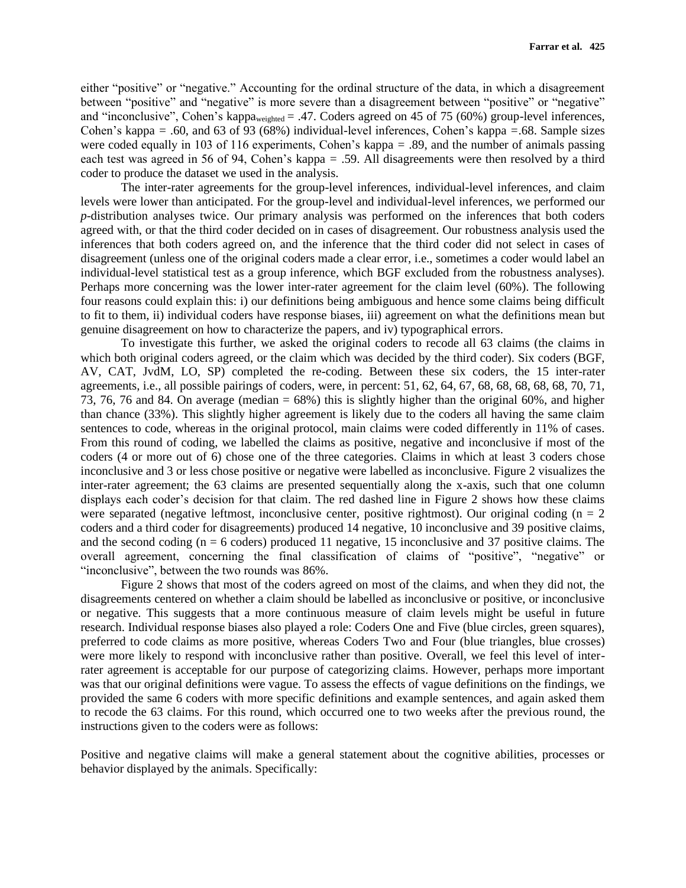either “positive” or “negative.” Accounting for the ordinal structure of the data, in which a disagreement between “positive” and “negative” is more severe than a disagreement between “positive” or “negative” and “inconclusive”, Cohen’s $\text{kappa}_{\text{weighted}} = .47$. Coders agreed on 45 of 75 (60%) group-level inferences, Cohen’s kappa = .60, and 63 of 93 (68%) individual-level inferences, Cohen’s kappa =.68. Sample sizes were coded equally in 103 of 116 experiments, Cohen’s kappa = .89, and the number of animals passing each test was agreed in 56 of 94, Cohen’s kappa = .59. All disagreements were then resolved by a third coder to produce the dataset we used in the analysis.

The inter-rater agreements for the group-level inferences, individual-level inferences, and claim levels were lower than anticipated. For the group-level and individual-level inferences, we performed our *p*-distribution analyses twice. Our primary analysis was performed on the inferences that both coders agreed with, or that the third coder decided on in cases of disagreement. Our robustness analysis used the inferences that both coders agreed on, and the inference that the third coder did not select in cases of disagreement (unless one of the original coders made a clear error, i.e., sometimes a coder would label an individual-level statistical test as a group inference, which BGF excluded from the robustness analyses). Perhaps more concerning was the lower inter-rater agreement for the claim level (60%). The following four reasons could explain this: i) our definitions being ambiguous and hence some claims being difficult to fit to them, ii) individual coders have response biases, iii) agreement on what the definitions mean but genuine disagreement on how to characterize the papers, and iv) typographical errors.

To investigate this further, we asked the original coders to recode all 63 claims (the claims in which both original coders agreed, or the claim which was decided by the third coder). Six coders (BGF, AV, CAT, JvdM, LO, SP) completed the re-coding. Between these six coders, the 15 inter-rater agreements, i.e., all possible pairings of coders, were, in percent: 51, 62, 64, 67, 68, 68, 68, 68, 70, 71, 73, 76, 76 and 84. On average (median = 68%) this is slightly higher than the original 60%, and higher than chance (33%). This slightly higher agreement is likely due to the coders all having the same claim sentences to code, whereas in the original protocol, main claims were coded differently in 11% of cases. From this round of coding, we labelled the claims as positive, negative and inconclusive if most of the coders (4 or more out of 6) chose one of the three categories. Claims in which at least 3 coders chose inconclusive and 3 or less chose positive or negative were labelled as inconclusive. Figure 2 visualizes the inter-rater agreement; the 63 claims are presented sequentially along the x-axis, such that one column displays each coder’s decision for that claim. The red dashed line in Figure 2 shows how these claims were separated (negative leftmost, inconclusive center, positive rightmost). Our original coding (n = 2 coders and a third coder for disagreements) produced 14 negative, 10 inconclusive and 39 positive claims, and the second coding (n = 6 coders) produced 11 negative, 15 inconclusive and 37 positive claims. The overall agreement, concerning the final classification of claims of “positive”, “negative” or “inconclusive”, between the two rounds was 86%.

Figure 2 shows that most of the coders agreed on most of the claims, and when they did not, the disagreements centered on whether a claim should be labelled as inconclusive or positive, or inconclusive or negative. This suggests that a more continuous measure of claim levels might be useful in future research. Individual response biases also played a role: Coders One and Five (blue circles, green squares), preferred to code claims as more positive, whereas Coders Two and Four (blue triangles, blue crosses) were more likely to respond with inconclusive rather than positive. Overall, we feel this level of inter-rater agreement is acceptable for our purpose of categorizing claims. However, perhaps more important was that our original definitions were vague. To assess the effects of vague definitions on the findings, we provided the same 6 coders with more specific definitions and example sentences, and again asked them to recode the 63 claims. For this round, which occurred one to two weeks after the previous round, the instructions given to the coders were as follows:

Positive and negative claims will make a general statement about the cognitive abilities, processes or behavior displayed by the animals. Specifically: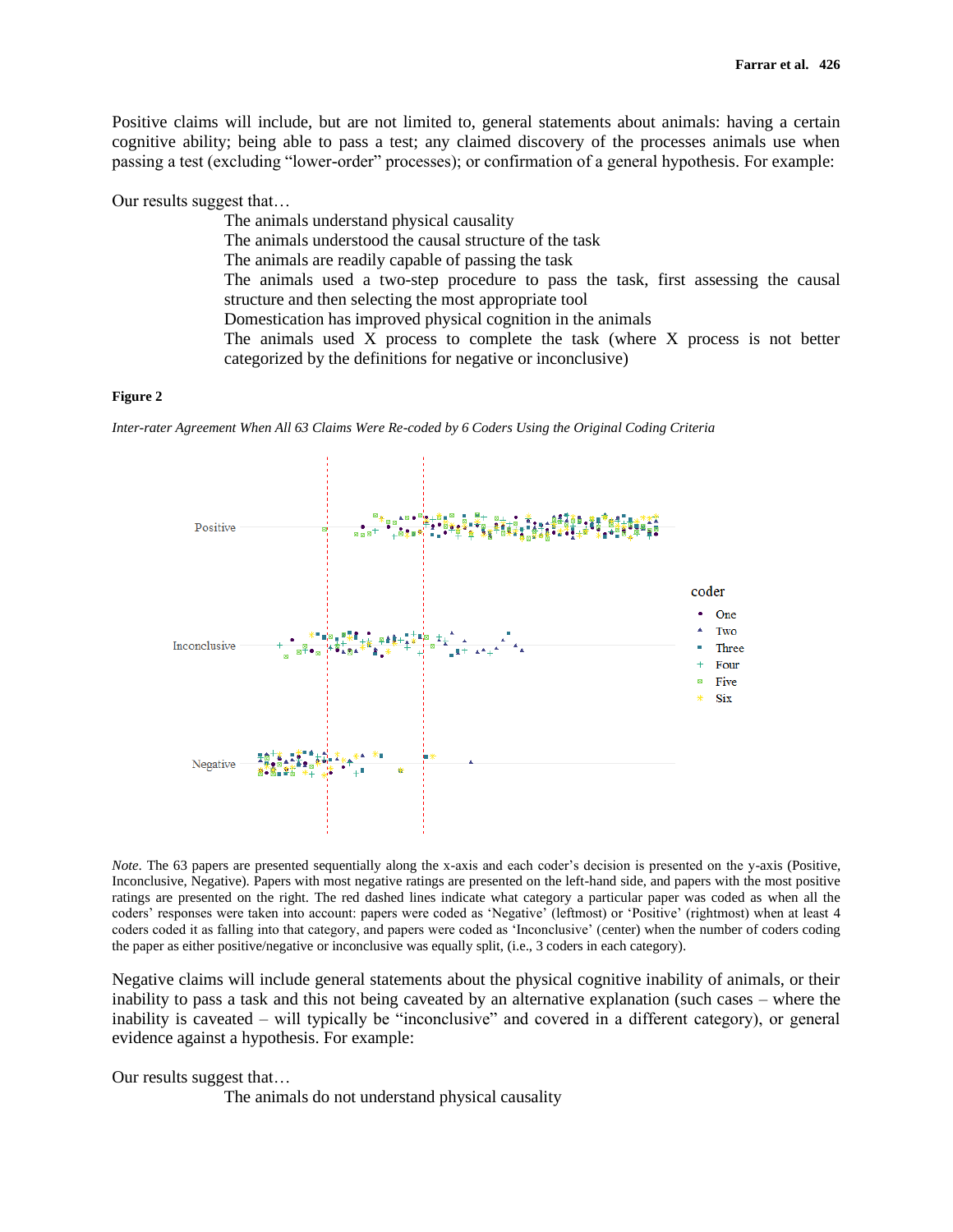Positive claims will include, but are not limited to, general statements about animals: having a certain cognitive ability; being able to pass a test; any claimed discovery of the processes animals use when passing a test (excluding "lower-order" processes); or confirmation of a general hypothesis. For example:

Our results suggest that…

> The animals understand physical causality
> The animals understood the causal structure of the task
> The animals are readily capable of passing the task
> The animals used a two-step procedure to pass the task, first assessing the causal structure and then selecting the most appropriate tool
> Domestication has improved physical cognition in the animals
> The animals used X process to complete the task (where X process is not better categorized by the definitions for negative or inconclusive)

**Figure 2**

*Inter-rater Agreement When All 63 Claims Were Re-coded by 6 Coders Using the Original Coding Criteria*

*Note*. The 63 papers are presented sequentially along the x-axis and each coder's decision is presented on the y-axis (Positive, Inconclusive, Negative). Papers with most negative ratings are presented on the left-hand side, and papers with the most positive ratings are presented on the right. The red dashed lines indicate what category a particular paper was coded as when all the coders' responses were taken into account: papers were coded as 'Negative' (leftmost) or 'Positive' (rightmost) when at least 4 coders coded it as falling into that category, and papers were coded as 'Inconclusive' (center) when the number of coders coding the paper as either positive/negative or inconclusive was equally split, (i.e., 3 coders in each category).

Negative claims will include general statements about the physical cognitive inability of animals, or their inability to pass a task and this not being caveated by an alternative explanation (such cases – where the inability is caveated – will typically be "inconclusive" and covered in a different category), or general evidence against a hypothesis. For example:

Our results suggest that…

> The animals do not understand physical causality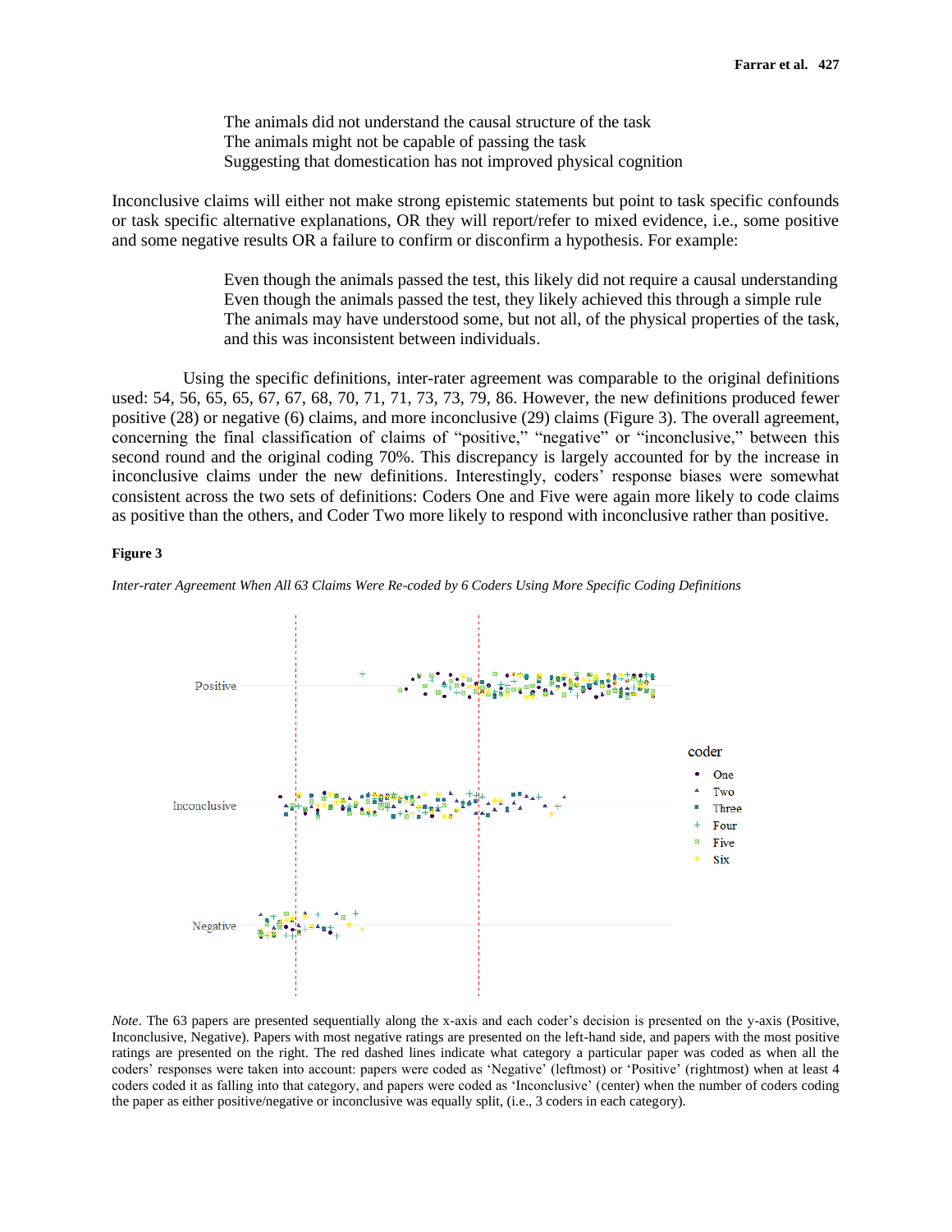The animals did not understand the causal structure of the task
The animals might not be capable of passing the task
Suggesting that domestication has not improved physical cognition

Inconclusive claims will either not make strong epistemic statements but point to task specific confounds or task specific alternative explanations, OR they will report/refer to mixed evidence, i.e., some positive and some negative results OR a failure to confirm or disconfirm a hypothesis. For example:

> Even though the animals passed the test, this likely did not require a causal understanding
> Even though the animals passed the test, they likely achieved this through a simple rule
> The animals may have understood some, but not all, of the physical properties of the task, and this was inconsistent between individuals.

Using the specific definitions, inter-rater agreement was comparable to the original definitions used: 54, 56, 65, 65, 67, 67, 68, 70, 71, 71, 73, 73, 79, 86. However, the new definitions produced fewer positive (28) or negative (6) claims, and more inconclusive (29) claims (Figure 3). The overall agreement, concerning the final classification of claims of "positive," "negative" or "inconclusive," between this second round and the original coding 70%. This discrepancy is largely accounted for by the increase in inconclusive claims under the new definitions. Interestingly, coders' response biases were somewhat consistent across the two sets of definitions: Coders One and Five were again more likely to code claims as positive than the others, and Coder Two more likely to respond with inconclusive rather than positive.

**Figure 3**

*Inter-rater Agreement When All 63 Claims Were Re-coded by 6 Coders Using More Specific Coding Definitions*

*Note*. The 63 papers are presented sequentially along the x-axis and each coder's decision is presented on the y-axis (Positive, Inconclusive, Negative). Papers with most negative ratings are presented on the left-hand side, and papers with the most positive ratings are presented on the right. The red dashed lines indicate what category a particular paper was coded as when all the coders' responses were taken into account: papers were coded as 'Negative' (leftmost) or 'Positive' (rightmost) when at least 4 coders coded it as falling into that category, and papers were coded as 'Inconclusive' (center) when the number of coders coding the paper as either positive/negative or inconclusive was equally split, (i.e., 3 coders in each category).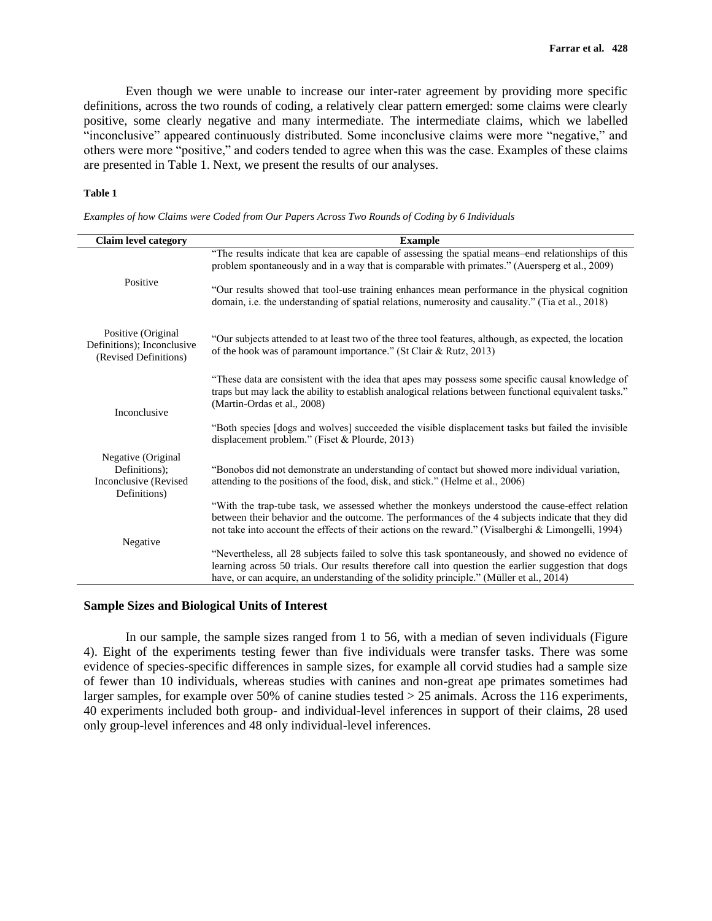Even though we were unable to increase our inter-rater agreement by providing more specific definitions, across the two rounds of coding, a relatively clear pattern emerged: some claims were clearly positive, some clearly negative and many intermediate. The intermediate claims, which we labelled "inconclusive" appeared continuously distributed. Some inconclusive claims were more "negative," and others were more "positive," and coders tended to agree when this was the case. Examples of these claims are presented in Table 1. Next, we present the results of our analyses.

**Table 1**

*Examples of how Claims were Coded from Our Papers Across Two Rounds of Coding by 6 Individuals*

| Claim level category | Example |
|---|---|
| Positive | "The results indicate that kea are capable of assessing the spatial means–end relationships of this problem spontaneously and in a way that is comparable with primates." (Auersperg et al., 2009) |
| | "Our results showed that tool-use training enhances mean performance in the physical cognition domain, i.e. the understanding of spatial relations, numerosity and causality." (Tia et al., 2018) |
| Positive (Original Definitions); Inconclusive (Revised Definitions) | "Our subjects attended to at least two of the three tool features, although, as expected, the location of the hook was of paramount importance." (St Clair & Rutz, 2013) |
| Inconclusive | "These data are consistent with the idea that apes may possess some specific causal knowledge of traps but may lack the ability to establish analogical relations between functional equivalent tasks." (Martin-Ordas et al., 2008) |
| | "Both species [dogs and wolves] succeeded the visible displacement tasks but failed the invisible displacement problem." (Fiset & Plourde, 2013) |
| Negative (Original Definitions); Inconclusive (Revised Definitions) | "Bonobos did not demonstrate an understanding of contact but showed more individual variation, attending to the positions of the food, disk, and stick." (Helme et al., 2006) |
| Negative | "With the trap-tube task, we assessed whether the monkeys understood the cause-effect relation between their behavior and the outcome. The performances of the 4 subjects indicate that they did not take into account the effects of their actions on the reward." (Visalberghi & Limongelli, 1994) |
| | "Nevertheless, all 28 subjects failed to solve this task spontaneously, and showed no evidence of learning across 50 trials. Our results therefore call into question the earlier suggestion that dogs have, or can acquire, an understanding of the solidity principle." (Müller et al., 2014) |

## Sample Sizes and Biological Units of Interest

In our sample, the sample sizes ranged from 1 to 56, with a median of seven individuals (Figure 4). Eight of the experiments testing fewer than five individuals were transfer tasks. There was some evidence of species-specific differences in sample sizes, for example all corvid studies had a sample size of fewer than 10 individuals, whereas studies with canines and non-great ape primates sometimes had larger samples, for example over 50% of canine studies tested > 25 animals. Across the 116 experiments, 40 experiments included both group- and individual-level inferences in support of their claims, 28 used only group-level inferences and 48 only individual-level inferences.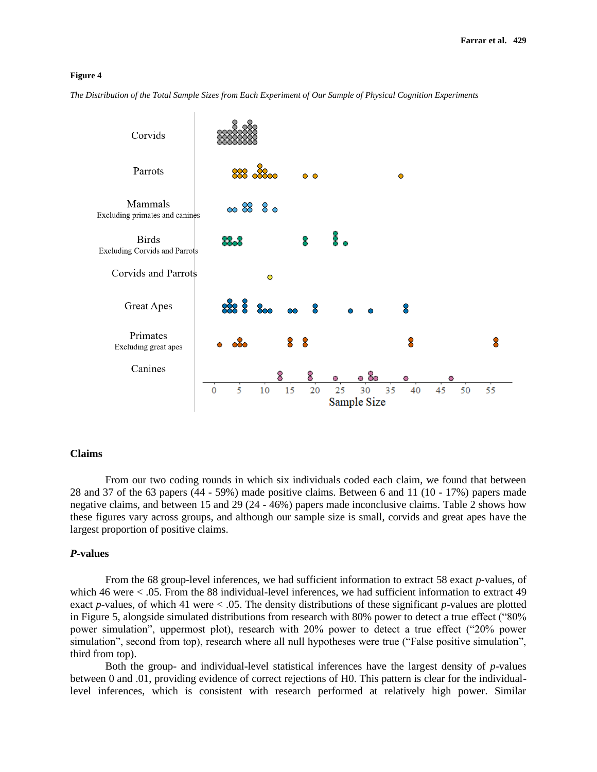**Figure 4**

*The Distribution of the Total Sample Sizes from Each Experiment of Our Sample of Physical Cognition Experiments*

## Claims

From our two coding rounds in which six individuals coded each claim, we found that between 28 and 37 of the 63 papers (44 - 59%) made positive claims. Between 6 and 11 (10 - 17%) papers made negative claims, and between 15 and 29 (24 - 46%) papers made inconclusive claims. Table 2 shows how these figures vary across groups, and although our sample size is small, corvids and great apes have the largest proportion of positive claims.

## *P*-values

From the 68 group-level inferences, we had sufficient information to extract 58 exact *p*-values, of which 46 were < .05. From the 88 individual-level inferences, we had sufficient information to extract 49 exact *p*-values, of which 41 were < .05. The density distributions of these significant *p*-values are plotted in Figure 5, alongside simulated distributions from research with 80% power to detect a true effect ("80% power simulation", uppermost plot), research with 20% power to detect a true effect ("20% power simulation", second from top), research where all null hypotheses were true ("False positive simulation", third from top).

Both the group- and individual-level statistical inferences have the largest density of *p*-values between 0 and .01, providing evidence of correct rejections of H0. This pattern is clear for the individual-level inferences, which is consistent with research performed at relatively high power. Similar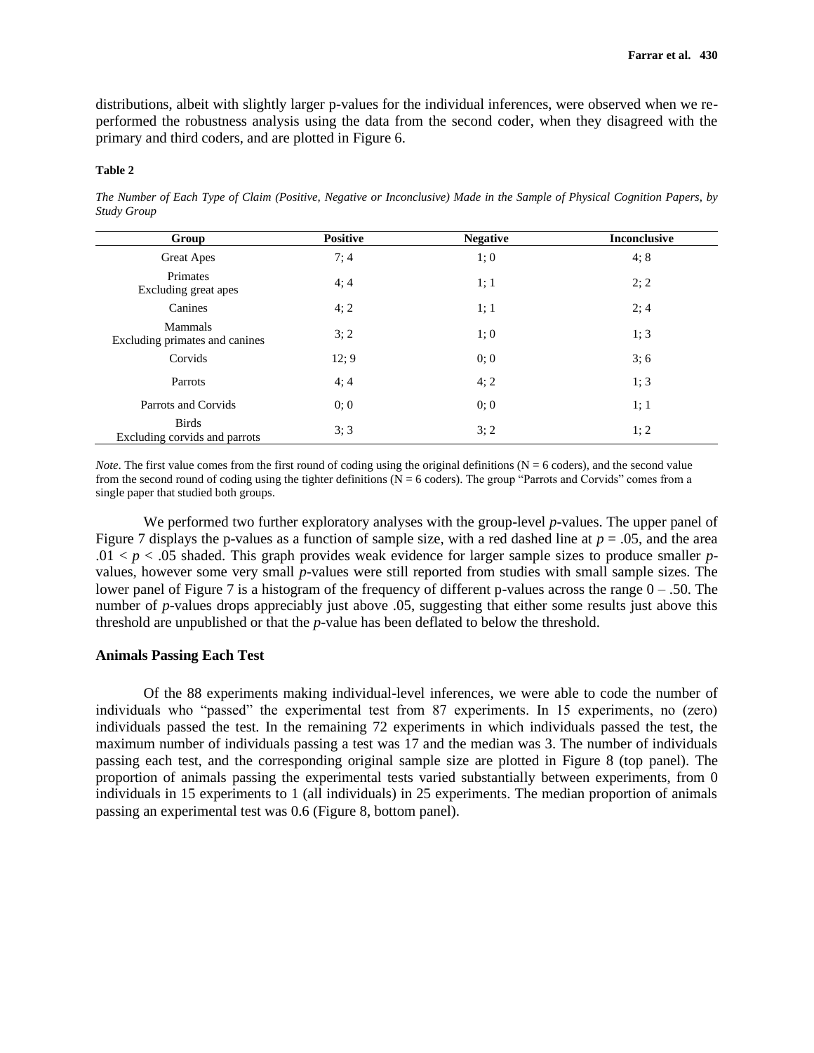distributions, albeit with slightly larger p-values for the individual inferences, were observed when we re-performed the robustness analysis using the data from the second coder, when they disagreed with the primary and third coders, and are plotted in Figure 6.

**Table 2**

*The Number of Each Type of Claim (Positive, Negative or Inconclusive) Made in the Sample of Physical Cognition Papers, by Study Group*

| Group | Positive | Negative | Inconclusive |
|---|---|---|---|
| Great Apes | 7; 4 | 1; 0 | 4; 8 |
| Primates<br>Excluding great apes | 4; 4 | 1; 1 | 2; 2 |
| Canines | 4; 2 | 1; 1 | 2; 4 |
| Mammals<br>Excluding primates and canines | 3; 2 | 1; 0 | 1; 3 |
| Corvids | 12; 9 | 0; 0 | 3; 6 |
| Parrots | 4; 4 | 4; 2 | 1; 3 |
| Parrots and Corvids | 0; 0 | 0; 0 | 1; 1 |
| Birds<br>Excluding corvids and parrots | 3; 3 | 3; 2 | 1; 2 |

*Note*. The first value comes from the first round of coding using the original definitions (N = 6 coders), and the second value from the second round of coding using the tighter definitions (N = 6 coders). The group "Parrots and Corvids" comes from a single paper that studied both groups.

We performed two further exploratory analyses with the group-level *p*-values. The upper panel of Figure 7 displays the p-values as a function of sample size, with a red dashed line at $p = .05$, and the area $.01 < p < .05$ shaded. This graph provides weak evidence for larger sample sizes to produce smaller *p*-values, however some very small *p*-values were still reported from studies with small sample sizes. The lower panel of Figure 7 is a histogram of the frequency of different p-values across the range 0 – .50. The number of *p*-values drops appreciably just above .05, suggesting that either some results just above this threshold are unpublished or that the *p*-value has been deflated to below the threshold.

### Animals Passing Each Test

Of the 88 experiments making individual-level inferences, we were able to code the number of individuals who "passed" the experimental test from 87 experiments. In 15 experiments, no (zero) individuals passed the test. In the remaining 72 experiments in which individuals passed the test, the maximum number of individuals passing a test was 17 and the median was 3. The number of individuals passing each test, and the corresponding original sample size are plotted in Figure 8 (top panel). The proportion of animals passing the experimental tests varied substantially between experiments, from 0 individuals in 15 experiments to 1 (all individuals) in 25 experiments. The median proportion of animals passing an experimental test was 0.6 (Figure 8, bottom panel).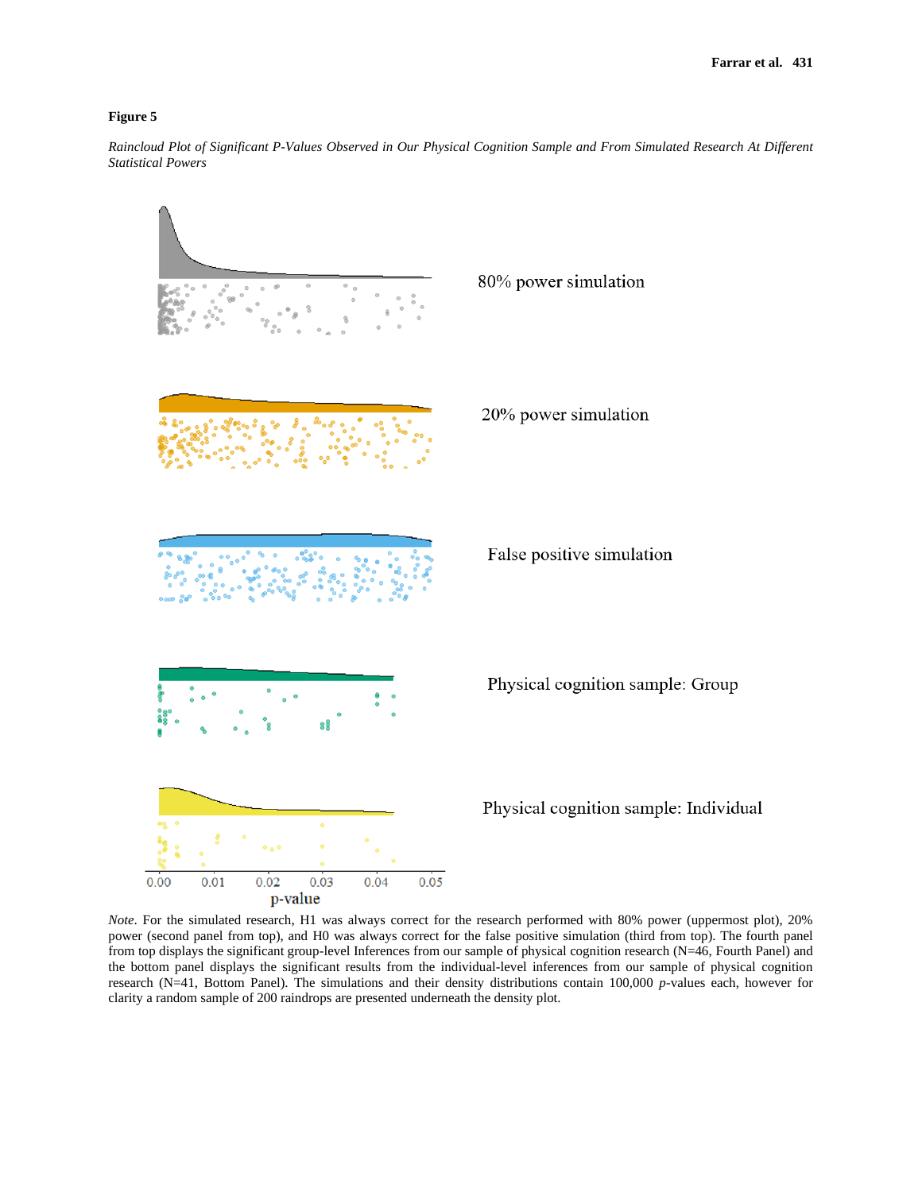**Figure 5**

*Raincloud Plot of Significant P-Values Observed in Our Physical Cognition Sample and From Simulated Research At Different Statistical Powers*

*Note*. For the simulated research, H1 was always correct for the research performed with 80% power (uppermost plot), 20% power (second panel from top), and H0 was always correct for the false positive simulation (third from top). The fourth panel from top displays the significant group-level Inferences from our sample of physical cognition research (N=46, Fourth Panel) and the bottom panel displays the significant results from the individual-level inferences from our sample of physical cognition research (N=41, Bottom Panel). The simulations and their density distributions contain 100,000 *p*-values each, however for clarity a random sample of 200 raindrops are presented underneath the density plot.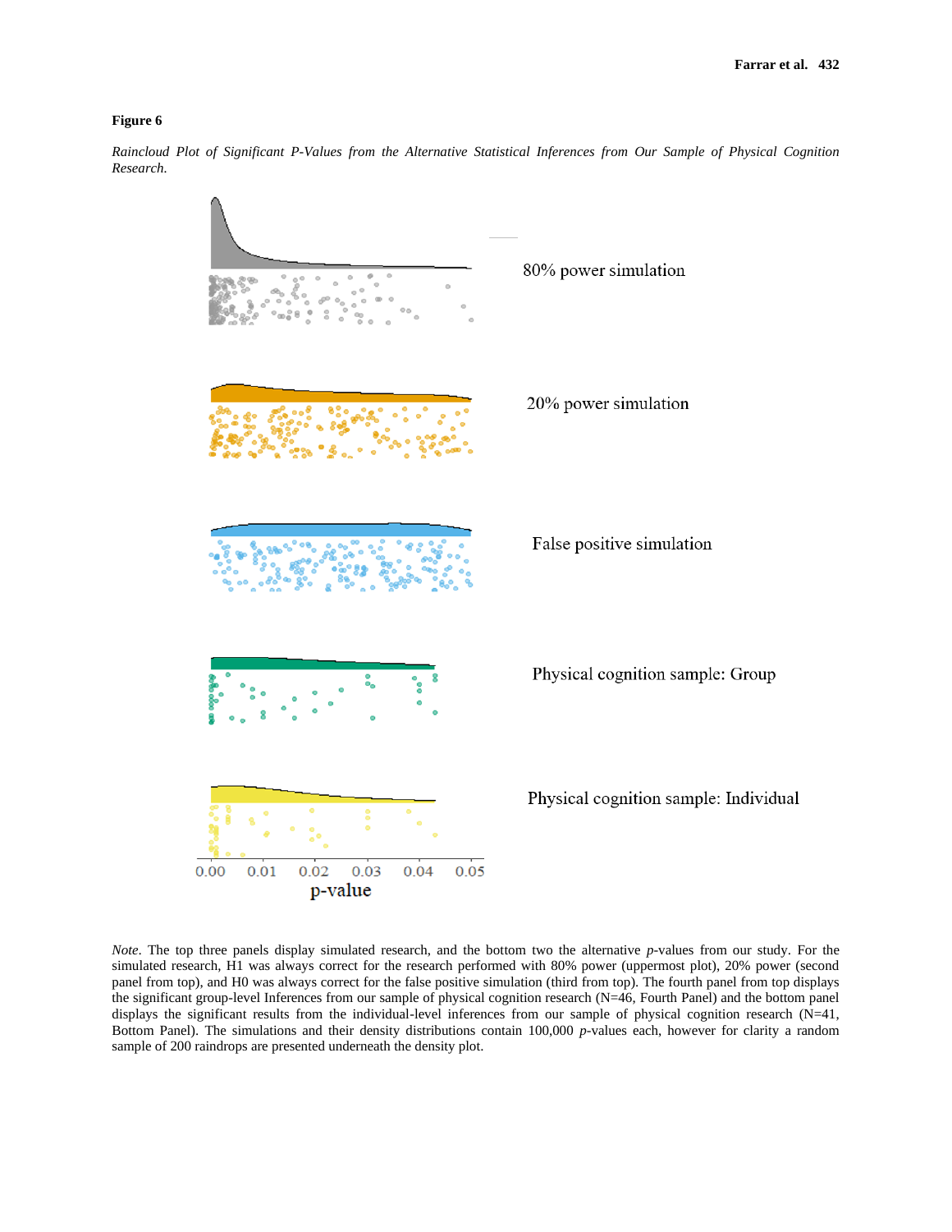**Figure 6**

*Raincloud Plot of Significant P-Values from the Alternative Statistical Inferences from Our Sample of Physical Cognition Research.*

80% power simulation

20% power simulation

False positive simulation

Physical cognition sample: Group

Physical cognition sample: Individual

0.00 0.01 0.02 0.03 0.04 0.05

p-value

*Note*. The top three panels display simulated research, and the bottom two the alternative *p*-values from our study. For the simulated research, H1 was always correct for the research performed with 80% power (uppermost plot), 20% power (second panel from top), and H0 was always correct for the false positive simulation (third from top). The fourth panel from top displays the significant group-level Inferences from our sample of physical cognition research (N=46, Fourth Panel) and the bottom panel displays the significant results from the individual-level inferences from our sample of physical cognition research (N=41, Bottom Panel). The simulations and their density distributions contain 100,000 *p*-values each, however for clarity a random sample of 200 raindrops are presented underneath the density plot.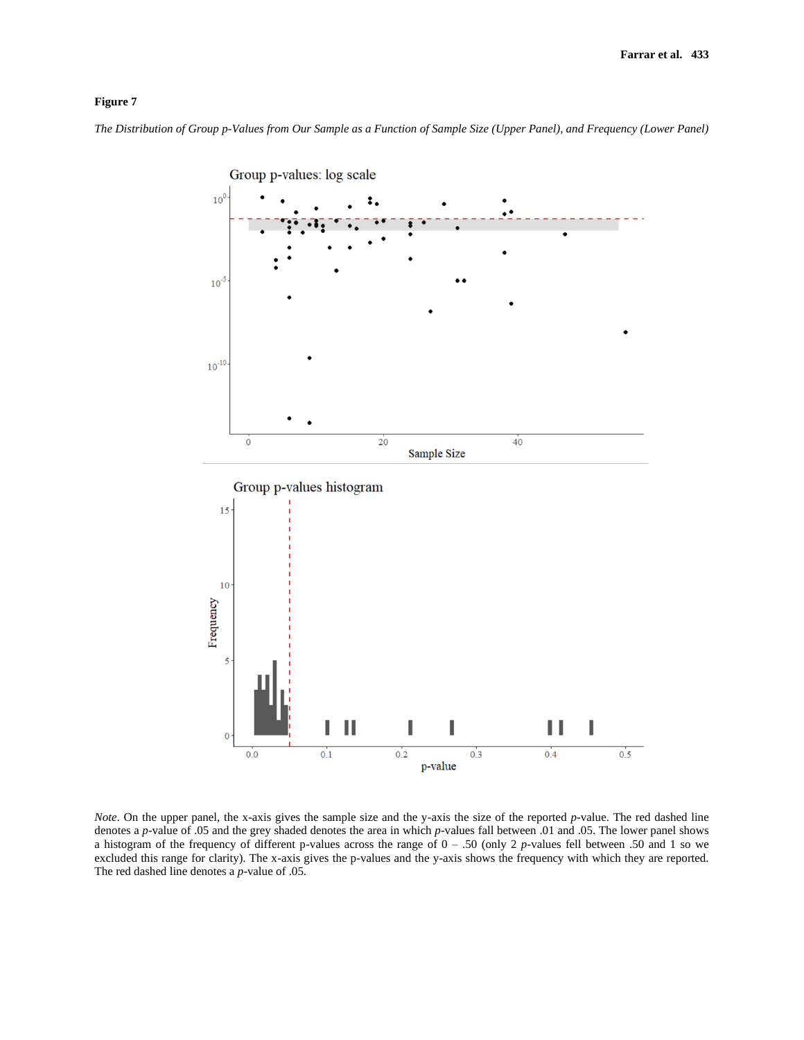**Figure 7**

*The Distribution of Group p-Values from Our Sample as a Function of Sample Size (Upper Panel), and Frequency (Lower Panel)*

*Note*. On the upper panel, the x-axis gives the sample size and the y-axis the size of the reported *p*-value. The red dashed line denotes a *p*-value of .05 and the grey shaded denotes the area in which *p*-values fall between .01 and .05. The lower panel shows a histogram of the frequency of different p-values across the range of 0 – .50 (only 2 *p*-values fell between .50 and 1 so we excluded this range for clarity). The x-axis gives the p-values and the y-axis shows the frequency with which they are reported. The red dashed line denotes a *p*-value of .05.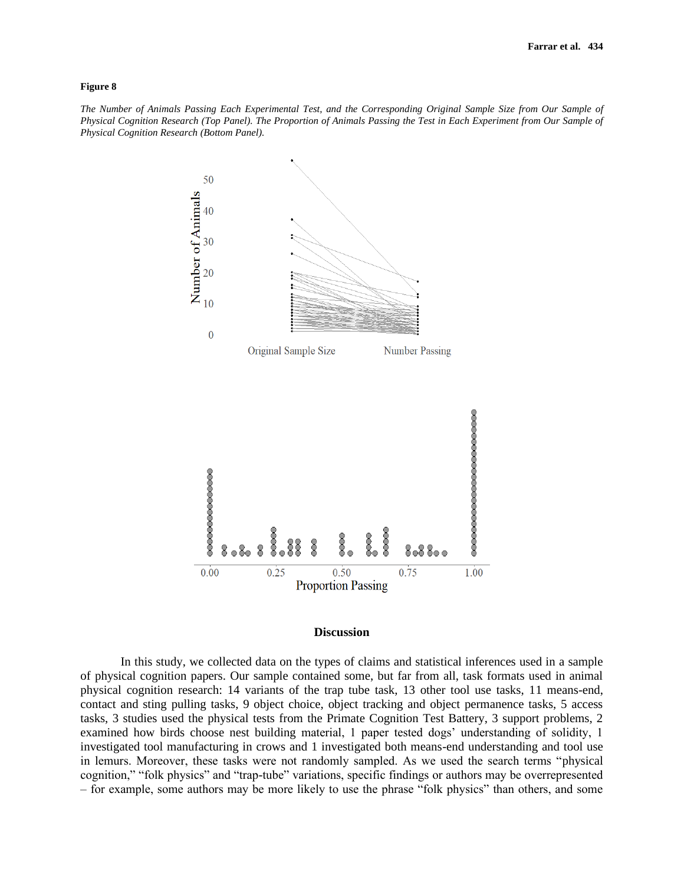**Figure 8**

*The Number of Animals Passing Each Experimental Test, and the Corresponding Original Sample Size from Our Sample of Physical Cognition Research (Top Panel). The Proportion of Animals Passing the Test in Each Experiment from Our Sample of Physical Cognition Research (Bottom Panel).*

## Discussion

In this study, we collected data on the types of claims and statistical inferences used in a sample of physical cognition papers. Our sample contained some, but far from all, task formats used in animal physical cognition research: 14 variants of the trap tube task, 13 other tool use tasks, 11 means-end, contact and sting pulling tasks, 9 object choice, object tracking and object permanence tasks, 5 access tasks, 3 studies used the physical tests from the Primate Cognition Test Battery, 3 support problems, 2 examined how birds choose nest building material, 1 paper tested dogs' understanding of solidity, 1 investigated tool manufacturing in crows and 1 investigated both means-end understanding and tool use in lemurs. Moreover, these tasks were not randomly sampled. As we used the search terms "physical cognition," "folk physics" and "trap-tube" variations, specific findings or authors may be overrepresented – for example, some authors may be more likely to use the phrase "folk physics" than others, and some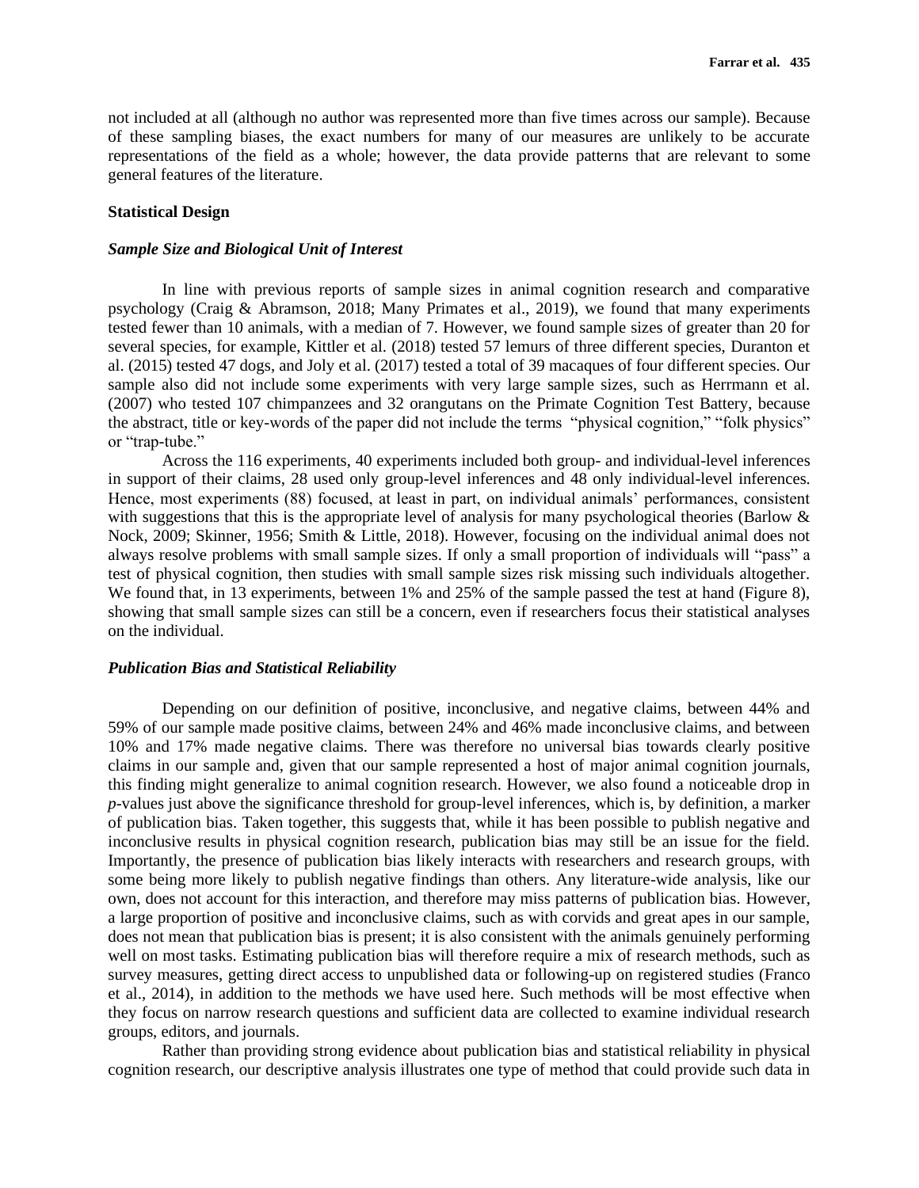not included at all (although no author was represented more than five times across our sample). Because of these sampling biases, the exact numbers for many of our measures are unlikely to be accurate representations of the field as a whole; however, the data provide patterns that are relevant to some general features of the literature.

### Statistical Design

#### *Sample Size and Biological Unit of Interest*

In line with previous reports of sample sizes in animal cognition research and comparative psychology (Craig & Abramson, 2018; Many Primates et al., 2019), we found that many experiments tested fewer than 10 animals, with a median of 7. However, we found sample sizes of greater than 20 for several species, for example, Kittler et al. (2018) tested 57 lemurs of three different species, Duranton et al. (2015) tested 47 dogs, and Joly et al. (2017) tested a total of 39 macaques of four different species. Our sample also did not include some experiments with very large sample sizes, such as Herrmann et al. (2007) who tested 107 chimpanzees and 32 orangutans on the Primate Cognition Test Battery, because the abstract, title or key-words of the paper did not include the terms "physical cognition," "folk physics" or "trap-tube."

Across the 116 experiments, 40 experiments included both group- and individual-level inferences in support of their claims, 28 used only group-level inferences and 48 only individual-level inferences. Hence, most experiments (88) focused, at least in part, on individual animals' performances, consistent with suggestions that this is the appropriate level of analysis for many psychological theories (Barlow & Nock, 2009; Skinner, 1956; Smith & Little, 2018). However, focusing on the individual animal does not always resolve problems with small sample sizes. If only a small proportion of individuals will "pass" a test of physical cognition, then studies with small sample sizes risk missing such individuals altogether. We found that, in 13 experiments, between 1% and 25% of the sample passed the test at hand (Figure 8), showing that small sample sizes can still be a concern, even if researchers focus their statistical analyses on the individual.

#### *Publication Bias and Statistical Reliability*

Depending on our definition of positive, inconclusive, and negative claims, between 44% and 59% of our sample made positive claims, between 24% and 46% made inconclusive claims, and between 10% and 17% made negative claims. There was therefore no universal bias towards clearly positive claims in our sample and, given that our sample represented a host of major animal cognition journals, this finding might generalize to animal cognition research. However, we also found a noticeable drop in *p*-values just above the significance threshold for group-level inferences, which is, by definition, a marker of publication bias. Taken together, this suggests that, while it has been possible to publish negative and inconclusive results in physical cognition research, publication bias may still be an issue for the field. Importantly, the presence of publication bias likely interacts with researchers and research groups, with some being more likely to publish negative findings than others. Any literature-wide analysis, like our own, does not account for this interaction, and therefore may miss patterns of publication bias. However, a large proportion of positive and inconclusive claims, such as with corvids and great apes in our sample, does not mean that publication bias is present; it is also consistent with the animals genuinely performing well on most tasks. Estimating publication bias will therefore require a mix of research methods, such as survey measures, getting direct access to unpublished data or following-up on registered studies (Franco et al., 2014), in addition to the methods we have used here. Such methods will be most effective when they focus on narrow research questions and sufficient data are collected to examine individual research groups, editors, and journals.

Rather than providing strong evidence about publication bias and statistical reliability in physical cognition research, our descriptive analysis illustrates one type of method that could provide such data in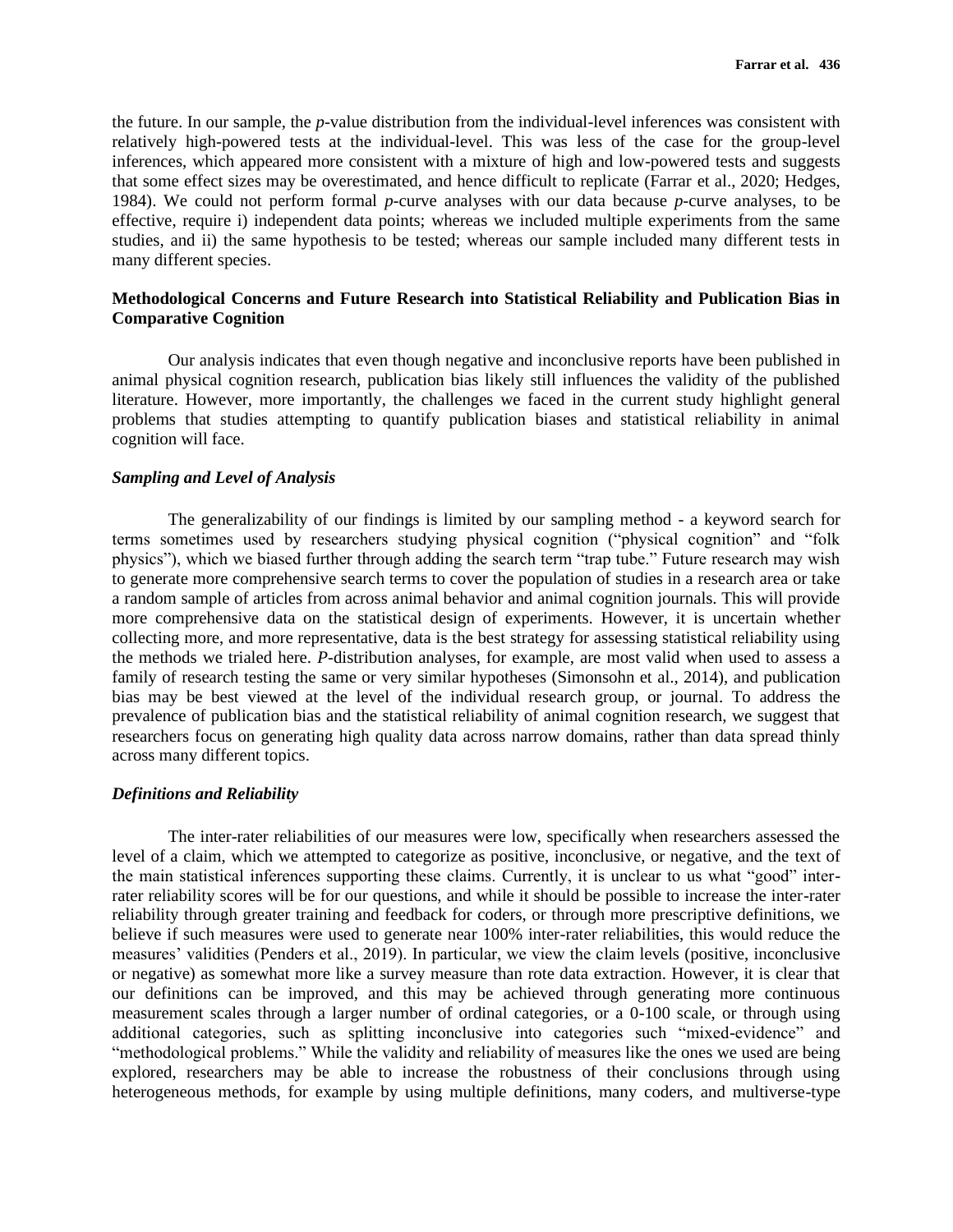the future. In our sample, the *p*-value distribution from the individual-level inferences was consistent with relatively high-powered tests at the individual-level. This was less of the case for the group-level inferences, which appeared more consistent with a mixture of high and low-powered tests and suggests that some effect sizes may be overestimated, and hence difficult to replicate (Farrar et al., 2020; Hedges, 1984). We could not perform formal *p*-curve analyses with our data because *p*-curve analyses, to be effective, require i) independent data points; whereas we included multiple experiments from the same studies, and ii) the same hypothesis to be tested; whereas our sample included many different tests in many different species.

## Methodological Concerns and Future Research into Statistical Reliability and Publication Bias in Comparative Cognition

Our analysis indicates that even though negative and inconclusive reports have been published in animal physical cognition research, publication bias likely still influences the validity of the published literature. However, more importantly, the challenges we faced in the current study highlight general problems that studies attempting to quantify publication biases and statistical reliability in animal cognition will face.

### *Sampling and Level of Analysis*

The generalizability of our findings is limited by our sampling method - a keyword search for terms sometimes used by researchers studying physical cognition ("physical cognition" and "folk physics"), which we biased further through adding the search term "trap tube." Future research may wish to generate more comprehensive search terms to cover the population of studies in a research area or take a random sample of articles from across animal behavior and animal cognition journals. This will provide more comprehensive data on the statistical design of experiments. However, it is uncertain whether collecting more, and more representative, data is the best strategy for assessing statistical reliability using the methods we trialed here. *P*-distribution analyses, for example, are most valid when used to assess a family of research testing the same or very similar hypotheses (Simonsohn et al., 2014), and publication bias may be best viewed at the level of the individual research group, or journal. To address the prevalence of publication bias and the statistical reliability of animal cognition research, we suggest that researchers focus on generating high quality data across narrow domains, rather than data spread thinly across many different topics.

### *Definitions and Reliability*

The inter-rater reliabilities of our measures were low, specifically when researchers assessed the level of a claim, which we attempted to categorize as positive, inconclusive, or negative, and the text of the main statistical inferences supporting these claims. Currently, it is unclear to us what "good" inter-rater reliability scores will be for our questions, and while it should be possible to increase the inter-rater reliability through greater training and feedback for coders, or through more prescriptive definitions, we believe if such measures were used to generate near 100% inter-rater reliabilities, this would reduce the measures' validities (Penders et al., 2019). In particular, we view the claim levels (positive, inconclusive or negative) as somewhat more like a survey measure than rote data extraction. However, it is clear that our definitions can be improved, and this may be achieved through generating more continuous measurement scales through a larger number of ordinal categories, or a 0-100 scale, or through using additional categories, such as splitting inconclusive into categories such "mixed-evidence" and "methodological problems." While the validity and reliability of measures like the ones we used are being explored, researchers may be able to increase the robustness of their conclusions through using heterogeneous methods, for example by using multiple definitions, many coders, and multiverse-type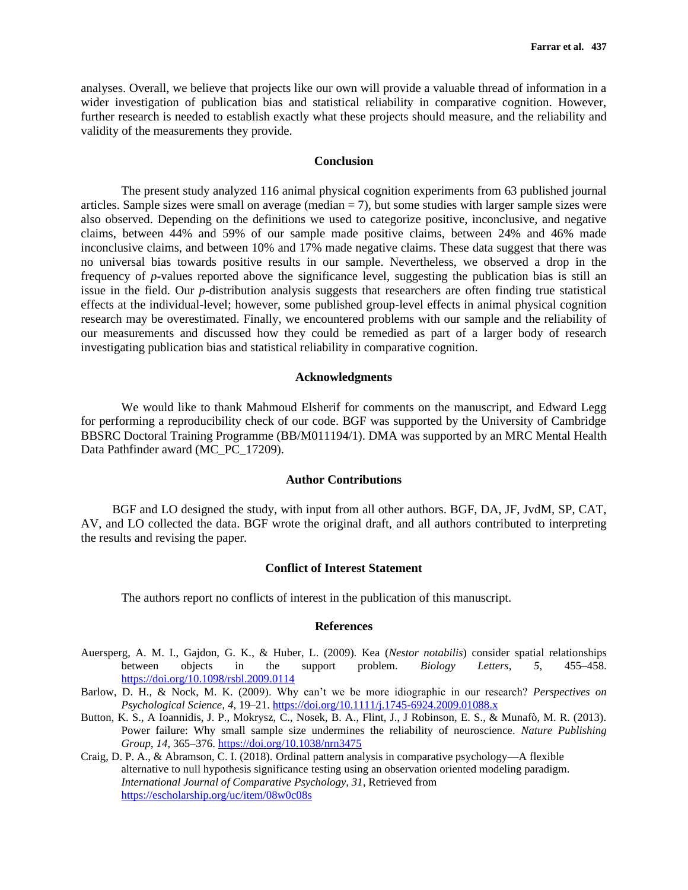analyses. Overall, we believe that projects like our own will provide a valuable thread of information in a wider investigation of publication bias and statistical reliability in comparative cognition. However, further research is needed to establish exactly what these projects should measure, and the reliability and validity of the measurements they provide.

## Conclusion

The present study analyzed 116 animal physical cognition experiments from 63 published journal articles. Sample sizes were small on average (median = 7), but some studies with larger sample sizes were also observed. Depending on the definitions we used to categorize positive, inconclusive, and negative claims, between 44% and 59% of our sample made positive claims, between 24% and 46% made inconclusive claims, and between 10% and 17% made negative claims. These data suggest that there was no universal bias towards positive results in our sample. Nevertheless, we observed a drop in the frequency of *p*-values reported above the significance level, suggesting the publication bias is still an issue in the field. Our *p*-distribution analysis suggests that researchers are often finding true statistical effects at the individual-level; however, some published group-level effects in animal physical cognition research may be overestimated. Finally, we encountered problems with our sample and the reliability of our measurements and discussed how they could be remedied as part of a larger body of research investigating publication bias and statistical reliability in comparative cognition.

## Acknowledgments

We would like to thank Mahmoud Elsherif for comments on the manuscript, and Edward Legg for performing a reproducibility check of our code. BGF was supported by the University of Cambridge BBSRC Doctoral Training Programme (BB/M011194/1). DMA was supported by an MRC Mental Health Data Pathfinder award (MC_PC_17209).

## Author Contributions

BGF and LO designed the study, with input from all other authors. BGF, DA, JF, JvdM, SP, CAT, AV, and LO collected the data. BGF wrote the original draft, and all authors contributed to interpreting the results and revising the paper.

## Conflict of Interest Statement

The authors report no conflicts of interest in the publication of this manuscript.

## References

Auersperg, A. M. I., Gajdon, G. K., & Huber, L. (2009). Kea (*Nestor notabilis*) consider spatial relationships between objects in the support problem. *Biology Letters*, *5*, 455–458. https://doi.org/10.1098/rsbl.2009.0114

Barlow, D. H., & Nock, M. K. (2009). Why can't we be more idiographic in our research? *Perspectives on Psychological Science*, *4*, 19–21. https://doi.org/10.1111/j.1745-6924.2009.01088.x

Button, K. S., A Ioannidis, J. P., Mokrysz, C., Nosek, B. A., Flint, J., J Robinson, E. S., & Munafò, M. R. (2013). Power failure: Why small sample size undermines the reliability of neuroscience. *Nature Publishing Group*, *14*, 365–376. https://doi.org/10.1038/nrn3475

Craig, D. P. A., & Abramson, C. I. (2018). Ordinal pattern analysis in comparative psychology—A flexible alternative to null hypothesis significance testing using an observation oriented modeling paradigm. *International Journal of Comparative Psychology*, *31*, Retrieved from https://escholarship.org/uc/item/08w0c08s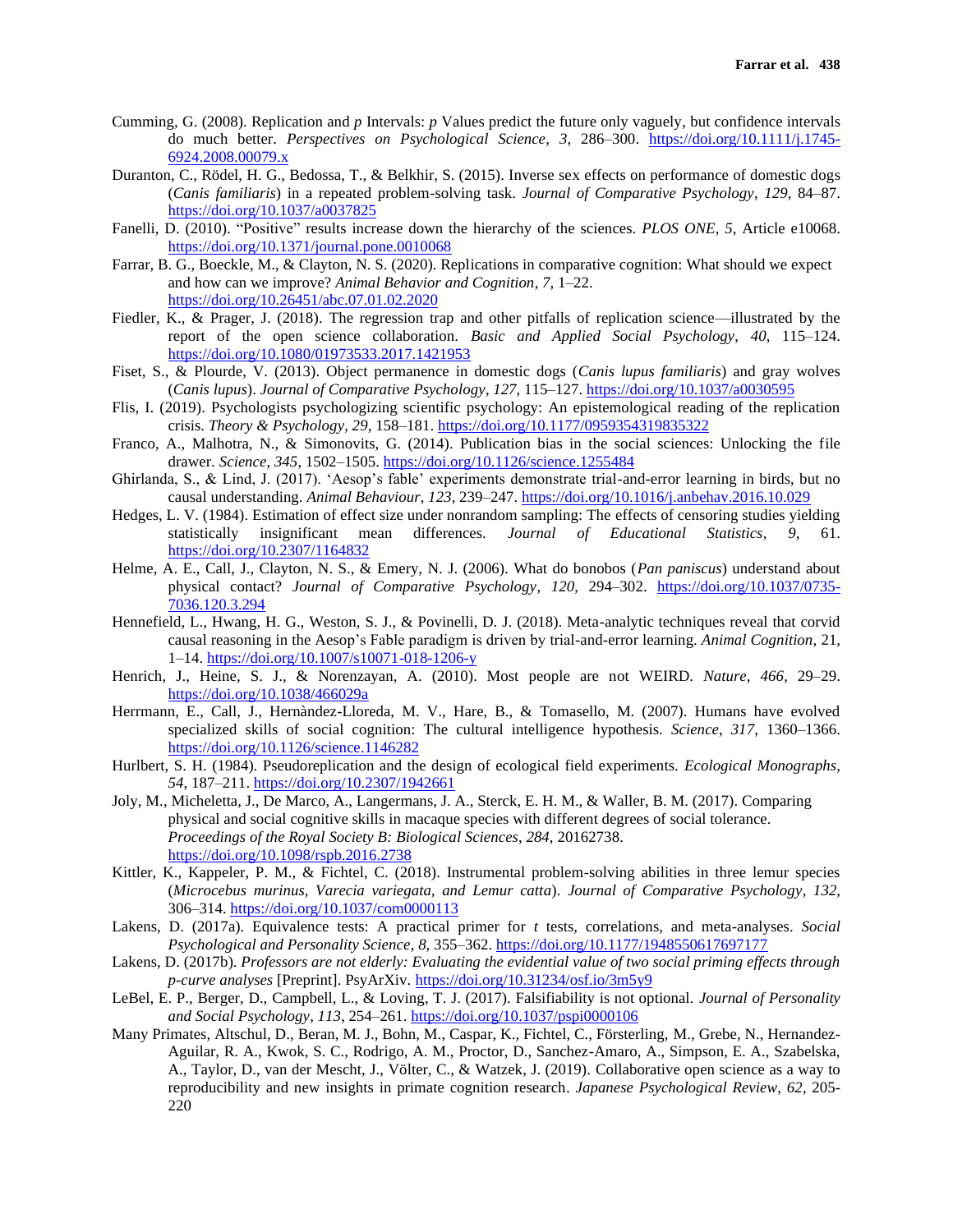Cumming, G. (2008). Replication and *p* Intervals: *p* Values predict the future only vaguely, but confidence intervals do much better. *Perspectives on Psychological Science*, *3*, 286–300. https://doi.org/10.1111/j.1745-6924.2008.00079.x

Duranton, C., Rödel, H. G., Bedossa, T., & Belkhir, S. (2015). Inverse sex effects on performance of domestic dogs (*Canis familiaris*) in a repeated problem-solving task. *Journal of Comparative Psychology*, *129*, 84–87. https://doi.org/10.1037/a0037825

Fanelli, D. (2010). "Positive" results increase down the hierarchy of the sciences. *PLOS ONE*, *5*, Article e10068. https://doi.org/10.1371/journal.pone.0010068

Farrar, B. G., Boeckle, M., & Clayton, N. S. (2020). Replications in comparative cognition: What should we expect and how can we improve? *Animal Behavior and Cognition*, *7*, 1–22. https://doi.org/10.26451/abc.07.01.02.2020

Fiedler, K., & Prager, J. (2018). The regression trap and other pitfalls of replication science—illustrated by the report of the open science collaboration. *Basic and Applied Social Psychology*, *40*, 115–124. https://doi.org/10.1080/01973533.2017.1421953

Fiset, S., & Plourde, V. (2013). Object permanence in domestic dogs (*Canis lupus familiaris*) and gray wolves (*Canis lupus*). *Journal of Comparative Psychology*, *127*, 115–127. https://doi.org/10.1037/a0030595

Flis, I. (2019). Psychologists psychologizing scientific psychology: An epistemological reading of the replication crisis. *Theory & Psychology*, *29*, 158–181. https://doi.org/10.1177/0959354319835322

Franco, A., Malhotra, N., & Simonovits, G. (2014). Publication bias in the social sciences: Unlocking the file drawer. *Science*, *345*, 1502–1505. https://doi.org/10.1126/science.1255484

Ghirlanda, S., & Lind, J. (2017). 'Aesop's fable' experiments demonstrate trial-and-error learning in birds, but no causal understanding. *Animal Behaviour*, *123*, 239–247. https://doi.org/10.1016/j.anbehav.2016.10.029

Hedges, L. V. (1984). Estimation of effect size under nonrandom sampling: The effects of censoring studies yielding statistically insignificant mean differences. *Journal of Educational Statistics*, *9*, 61. https://doi.org/10.2307/1164832

Helme, A. E., Call, J., Clayton, N. S., & Emery, N. J. (2006). What do bonobos (*Pan paniscus*) understand about physical contact? *Journal of Comparative Psychology*, *120*, 294–302. https://doi.org/10.1037/0735-7036.120.3.294

Hennefield, L., Hwang, H. G., Weston, S. J., & Povinelli, D. J. (2018). Meta-analytic techniques reveal that corvid causal reasoning in the Aesop's Fable paradigm is driven by trial-and-error learning. *Animal Cognition*, 21, 1–14. https://doi.org/10.1007/s10071-018-1206-y

Henrich, J., Heine, S. J., & Norenzayan, A. (2010). Most people are not WEIRD. *Nature*, *466*, 29–29. https://doi.org/10.1038/466029a

Herrmann, E., Call, J., Hernàndez-Lloreda, M. V., Hare, B., & Tomasello, M. (2007). Humans have evolved specialized skills of social cognition: The cultural intelligence hypothesis. *Science*, *317*, 1360–1366. https://doi.org/10.1126/science.1146282

Hurlbert, S. H. (1984). Pseudoreplication and the design of ecological field experiments. *Ecological Monographs*, *54*, 187–211. https://doi.org/10.2307/1942661

Joly, M., Micheletta, J., De Marco, A., Langermans, J. A., Sterck, E. H. M., & Waller, B. M. (2017). Comparing physical and social cognitive skills in macaque species with different degrees of social tolerance. *Proceedings of the Royal Society B: Biological Sciences*, *284*, 20162738. https://doi.org/10.1098/rspb.2016.2738

Kittler, K., Kappeler, P. M., & Fichtel, C. (2018). Instrumental problem-solving abilities in three lemur species (*Microcebus murinus, Varecia variegata, and Lemur catta*). *Journal of Comparative Psychology*, *132*, 306–314. https://doi.org/10.1037/com0000113

Lakens, D. (2017a). Equivalence tests: A practical primer for *t* tests, correlations, and meta-analyses. *Social Psychological and Personality Science*, *8*, 355–362. https://doi.org/10.1177/1948550617697177

Lakens, D. (2017b). *Professors are not elderly: Evaluating the evidential value of two social priming effects through p-curve analyses* [Preprint]. PsyArXiv. https://doi.org/10.31234/osf.io/3m5y9

LeBel, E. P., Berger, D., Campbell, L., & Loving, T. J. (2017). Falsifiability is not optional. *Journal of Personality and Social Psychology*, *113*, 254–261. https://doi.org/10.1037/pspi0000106

Many Primates, Altschul, D., Beran, M. J., Bohn, M., Caspar, K., Fichtel, C., Försterling, M., Grebe, N., Hernandez-Aguilar, R. A., Kwok, S. C., Rodrigo, A. M., Proctor, D., Sanchez-Amaro, A., Simpson, E. A., Szabelska, A., Taylor, D., van der Mescht, J., Völter, C., & Watzek, J. (2019). Collaborative open science as a way to reproducibility and new insights in primate cognition research. *Japanese Psychological Review*, *62*, 205-220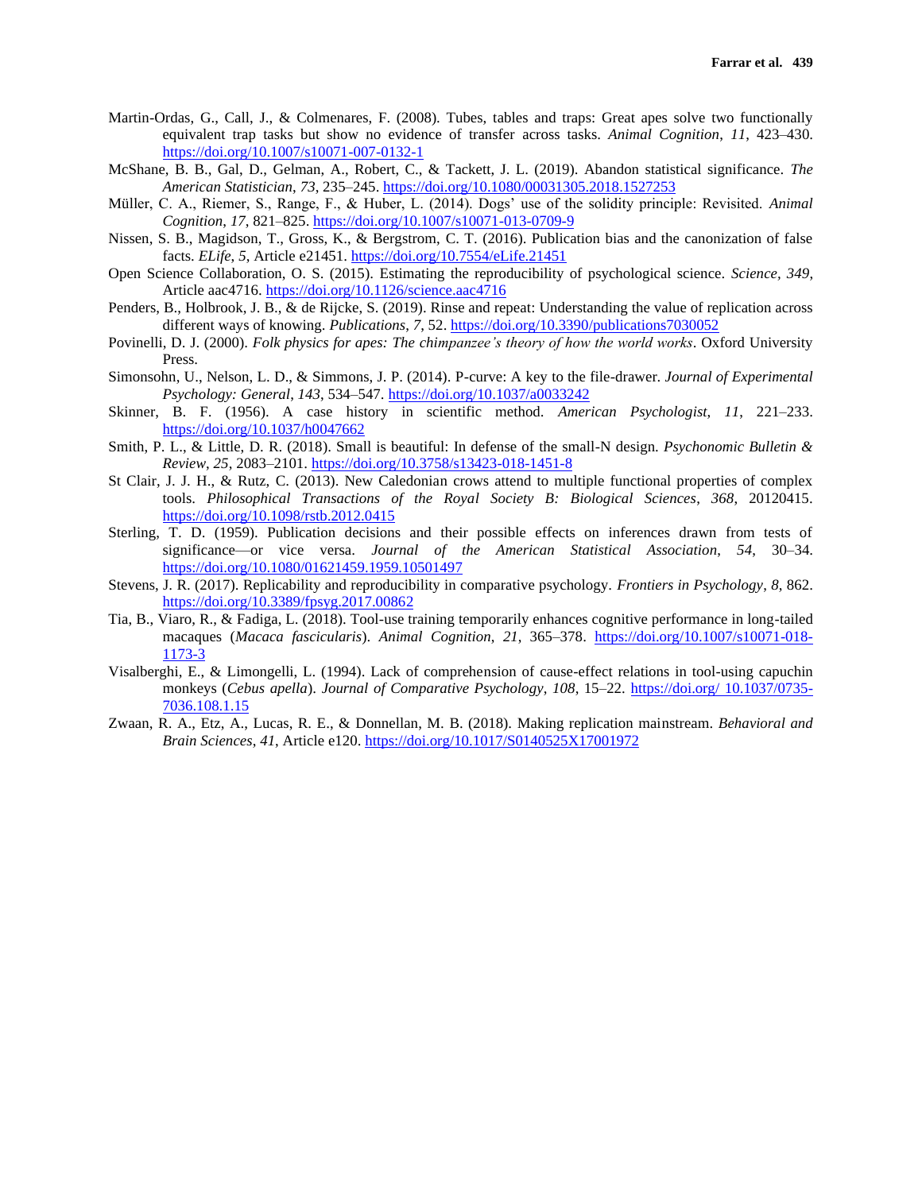Martin-Ordas, G., Call, J., & Colmenares, F. (2008). Tubes, tables and traps: Great apes solve two functionally equivalent trap tasks but show no evidence of transfer across tasks. *Animal Cognition*, *11*, 423–430. https://doi.org/10.1007/s10071-007-0132-1

McShane, B. B., Gal, D., Gelman, A., Robert, C., & Tackett, J. L. (2019). Abandon statistical significance. *The American Statistician*, *73*, 235–245. https://doi.org/10.1080/00031305.2018.1527253

Müller, C. A., Riemer, S., Range, F., & Huber, L. (2014). Dogs' use of the solidity principle: Revisited. *Animal Cognition*, *17*, 821–825. https://doi.org/10.1007/s10071-013-0709-9

Nissen, S. B., Magidson, T., Gross, K., & Bergstrom, C. T. (2016). Publication bias and the canonization of false facts. *ELife*, *5*, Article e21451. https://doi.org/10.7554/eLife.21451

Open Science Collaboration, O. S. (2015). Estimating the reproducibility of psychological science. *Science*, *349*, Article aac4716. https://doi.org/10.1126/science.aac4716

Penders, B., Holbrook, J. B., & de Rijcke, S. (2019). Rinse and repeat: Understanding the value of replication across different ways of knowing. *Publications*, *7*, 52. https://doi.org/10.3390/publications7030052

Povinelli, D. J. (2000). *Folk physics for apes: The chimpanzee's theory of how the world works*. Oxford University Press.

Simonsohn, U., Nelson, L. D., & Simmons, J. P. (2014). P-curve: A key to the file-drawer. *Journal of Experimental Psychology: General*, *143*, 534–547. https://doi.org/10.1037/a0033242

Skinner, B. F. (1956). A case history in scientific method. *American Psychologist*, *11*, 221–233. https://doi.org/10.1037/h0047662

Smith, P. L., & Little, D. R. (2018). Small is beautiful: In defense of the small-N design. *Psychonomic Bulletin & Review*, *25*, 2083–2101. https://doi.org/10.3758/s13423-018-1451-8

St Clair, J. J. H., & Rutz, C. (2013). New Caledonian crows attend to multiple functional properties of complex tools. *Philosophical Transactions of the Royal Society B: Biological Sciences*, *368*, 20120415. https://doi.org/10.1098/rstb.2012.0415

Sterling, T. D. (1959). Publication decisions and their possible effects on inferences drawn from tests of significance—or vice versa. *Journal of the American Statistical Association*, *54*, 30–34. https://doi.org/10.1080/01621459.1959.10501497

Stevens, J. R. (2017). Replicability and reproducibility in comparative psychology. *Frontiers in Psychology*, *8*, 862. https://doi.org/10.3389/fpsyg.2017.00862

Tia, B., Viaro, R., & Fadiga, L. (2018). Tool-use training temporarily enhances cognitive performance in long-tailed macaques (*Macaca fascicularis*). *Animal Cognition*, *21*, 365–378. https://doi.org/10.1007/s10071-018-1173-3

Visalberghi, E., & Limongelli, L. (1994). Lack of comprehension of cause-effect relations in tool-using capuchin monkeys (*Cebus apella*). *Journal of Comparative Psychology*, *108*, 15–22. https://doi.org/ 10.1037/0735-7036.108.1.15

Zwaan, R. A., Etz, A., Lucas, R. E., & Donnellan, M. B. (2018). Making replication mainstream. *Behavioral and Brain Sciences*, *41*, Article e120. https://doi.org/10.1017/S0140525X17001972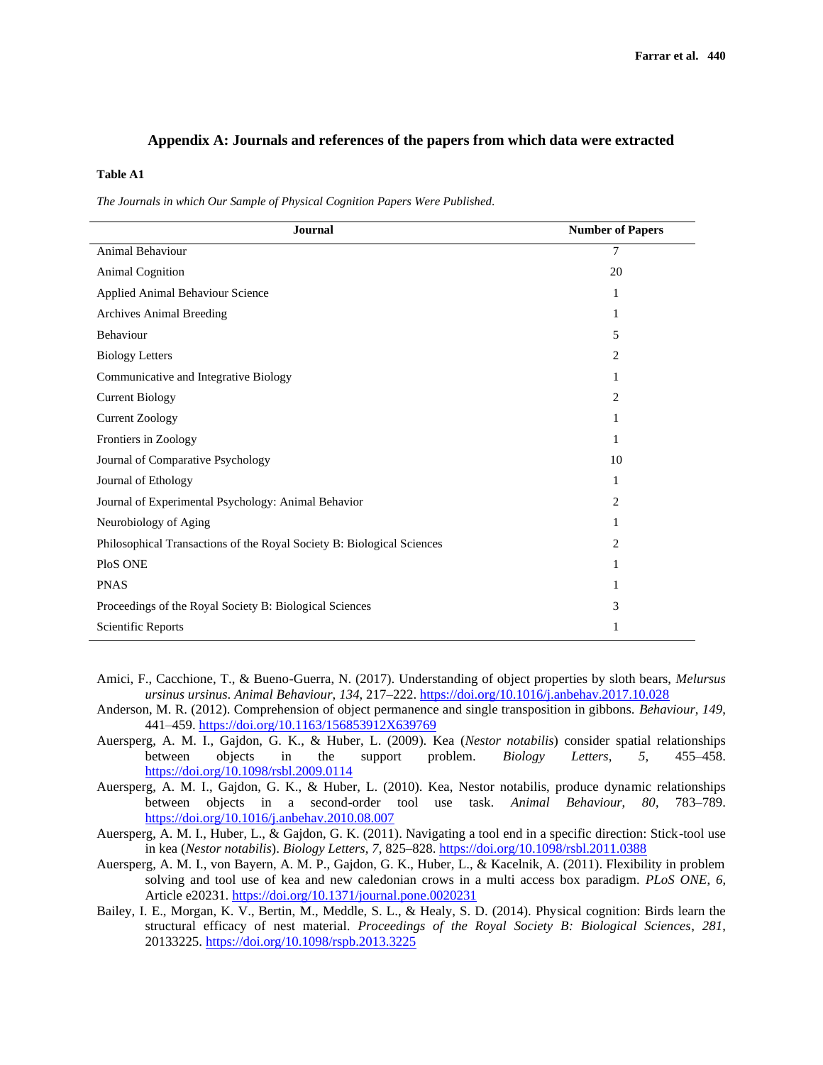## Appendix A: Journals and references of the papers from which data were extracted

**Table A1**

*The Journals in which Our Sample of Physical Cognition Papers Were Published.*

| Journal | Number of Papers |
|---|---|
| Animal Behaviour | 7 |
| Animal Cognition | 20 |
| Applied Animal Behaviour Science | 1 |
| Archives Animal Breeding | 1 |
| Behaviour | 5 |
| Biology Letters | 2 |
| Communicative and Integrative Biology | 1 |
| Current Biology | 2 |
| Current Zoology | 1 |
| Frontiers in Zoology | 1 |
| Journal of Comparative Psychology | 10 |
| Journal of Ethology | 1 |
| Journal of Experimental Psychology: Animal Behavior | 2 |
| Neurobiology of Aging | 1 |
| Philosophical Transactions of the Royal Society B: Biological Sciences | 2 |
| PloS ONE | 1 |
| PNAS | 1 |
| Proceedings of the Royal Society B: Biological Sciences | 3 |
| Scientific Reports | 1 |

Amici, F., Cacchione, T., & Bueno-Guerra, N. (2017). Understanding of object properties by sloth bears, *Melursus ursinus ursinus*. *Animal Behaviour*, *134*, 217–222. https://doi.org/10.1016/j.anbehav.2017.10.028

Anderson, M. R. (2012). Comprehension of object permanence and single transposition in gibbons. *Behaviour*, *149*, 441–459. https://doi.org/10.1163/156853912X639769

Auersperg, A. M. I., Gajdon, G. K., & Huber, L. (2009). Kea (*Nestor notabilis*) consider spatial relationships between objects in the support problem. *Biology Letters*, *5*, 455–458. https://doi.org/10.1098/rsbl.2009.0114

Auersperg, A. M. I., Gajdon, G. K., & Huber, L. (2010). Kea, Nestor notabilis, produce dynamic relationships between objects in a second-order tool use task. *Animal Behaviour*, *80*, 783–789. https://doi.org/10.1016/j.anbehav.2010.08.007

Auersperg, A. M. I., Huber, L., & Gajdon, G. K. (2011). Navigating a tool end in a specific direction: Stick-tool use in kea (*Nestor notabilis*). *Biology Letters*, *7*, 825–828. https://doi.org/10.1098/rsbl.2011.0388

Auersperg, A. M. I., von Bayern, A. M. P., Gajdon, G. K., Huber, L., & Kacelnik, A. (2011). Flexibility in problem solving and tool use of kea and new caledonian crows in a multi access box paradigm. *PLoS ONE*, *6*, Article e20231. https://doi.org/10.1371/journal.pone.0020231

Bailey, I. E., Morgan, K. V., Bertin, M., Meddle, S. L., & Healy, S. D. (2014). Physical cognition: Birds learn the structural efficacy of nest material. *Proceedings of the Royal Society B: Biological Sciences*, *281*, 20133225. https://doi.org/10.1098/rspb.2013.3225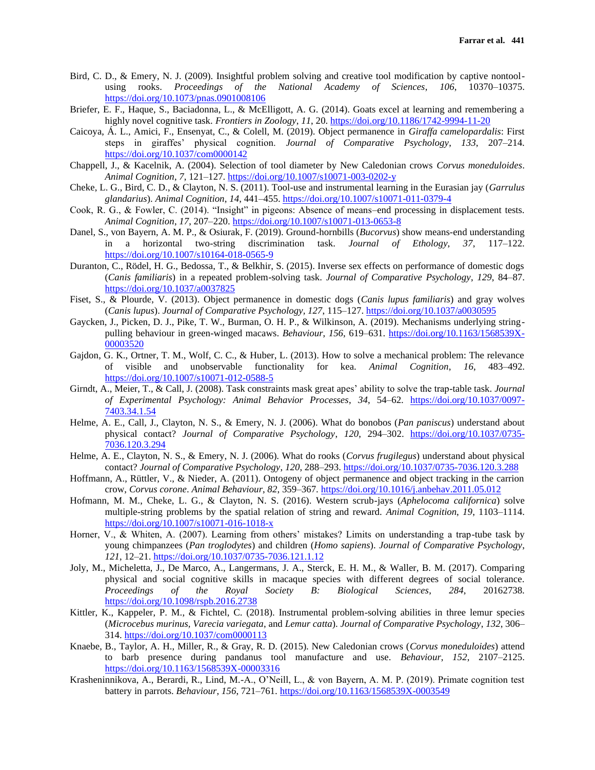Bird, C. D., & Emery, N. J. (2009). Insightful problem solving and creative tool modification by captive nontool-using rooks. *Proceedings of the National Academy of Sciences*, *106*, 10370–10375. https://doi.org/10.1073/pnas.0901008106

Briefer, E. F., Haque, S., Baciadonna, L., & McElligott, A. G. (2014). Goats excel at learning and remembering a highly novel cognitive task. *Frontiers in Zoology*, *11*, 20. https://doi.org/10.1186/1742-9994-11-20

Caicoya, Á. L., Amici, F., Ensenyat, C., & Colell, M. (2019). Object permanence in *Giraffa camelopardalis*: First steps in giraffes' physical cognition. *Journal of Comparative Psychology*, *133*, 207–214. https://doi.org/10.1037/com0000142

Chappell, J., & Kacelnik, A. (2004). Selection of tool diameter by New Caledonian crows *Corvus moneduloides*. *Animal Cognition*, *7*, 121–127. https://doi.org/10.1007/s10071-003-0202-y

Cheke, L. G., Bird, C. D., & Clayton, N. S. (2011). Tool-use and instrumental learning in the Eurasian jay (*Garrulus glandarius*). *Animal Cognition*, *14*, 441–455. https://doi.org/10.1007/s10071-011-0379-4

Cook, R. G., & Fowler, C. (2014). "Insight" in pigeons: Absence of means–end processing in displacement tests. *Animal Cognition*, *17*, 207–220. https://doi.org/10.1007/s10071-013-0653-8

Danel, S., von Bayern, A. M. P., & Osiurak, F. (2019). Ground-hornbills (*Bucorvus*) show means-end understanding in a horizontal two-string discrimination task. *Journal of Ethology*, *37*, 117–122. https://doi.org/10.1007/s10164-018-0565-9

Duranton, C., Rödel, H. G., Bedossa, T., & Belkhir, S. (2015). Inverse sex effects on performance of domestic dogs (*Canis familiaris*) in a repeated problem-solving task. *Journal of Comparative Psychology*, *129*, 84–87. https://doi.org/10.1037/a0037825

Fiset, S., & Plourde, V. (2013). Object permanence in domestic dogs (*Canis lupus familiaris*) and gray wolves (*Canis lupus*). *Journal of Comparative Psychology*, *127*, 115–127. https://doi.org/10.1037/a0030595

Gaycken, J., Picken, D. J., Pike, T. W., Burman, O. H. P., & Wilkinson, A. (2019). Mechanisms underlying string-pulling behaviour in green-winged macaws. *Behaviour*, *156*, 619–631. https://doi.org/10.1163/1568539X-00003520

Gajdon, G. K., Ortner, T. M., Wolf, C. C., & Huber, L. (2013). How to solve a mechanical problem: The relevance of visible and unobservable functionality for kea. *Animal Cognition*, *16*, 483–492. https://doi.org/10.1007/s10071-012-0588-5

Girndt, A., Meier, T., & Call, J. (2008). Task constraints mask great apes' ability to solve the trap-table task. *Journal of Experimental Psychology: Animal Behavior Processes*, *34*, 54–62. https://doi.org/10.1037/0097-7403.34.1.54

Helme, A. E., Call, J., Clayton, N. S., & Emery, N. J. (2006). What do bonobos (*Pan paniscus*) understand about physical contact? *Journal of Comparative Psychology*, *120*, 294–302. https://doi.org/10.1037/0735-7036.120.3.294

Helme, A. E., Clayton, N. S., & Emery, N. J. (2006). What do rooks (*Corvus frugilegus*) understand about physical contact? *Journal of Comparative Psychology*, *120*, 288–293. https://doi.org/10.1037/0735-7036.120.3.288

Hoffmann, A., Rüttler, V., & Nieder, A. (2011). Ontogeny of object permanence and object tracking in the carrion crow, *Corvus corone*. *Animal Behaviour*, *82*, 359–367. https://doi.org/10.1016/j.anbehav.2011.05.012

Hofmann, M. M., Cheke, L. G., & Clayton, N. S. (2016). Western scrub-jays (*Aphelocoma californica*) solve multiple-string problems by the spatial relation of string and reward. *Animal Cognition*, *19*, 1103–1114. https://doi.org/10.1007/s10071-016-1018-x

Horner, V., & Whiten, A. (2007). Learning from others' mistakes? Limits on understanding a trap-tube task by young chimpanzees (*Pan troglodytes*) and children (*Homo sapiens*). *Journal of Comparative Psychology*, *121*, 12–21. https://doi.org/10.1037/0735-7036.121.1.12

Joly, M., Micheletta, J., De Marco, A., Langermans, J. A., Sterck, E. H. M., & Waller, B. M. (2017). Comparing physical and social cognitive skills in macaque species with different degrees of social tolerance. *Proceedings of the Royal Society B: Biological Sciences*, *284*, 20162738. https://doi.org/10.1098/rspb.2016.2738

Kittler, K., Kappeler, P. M., & Fichtel, C. (2018). Instrumental problem-solving abilities in three lemur species (*Microcebus murinus*, *Varecia variegata*, and *Lemur catta*). *Journal of Comparative Psychology*, *132*, 306–314. https://doi.org/10.1037/com0000113

Knaebe, B., Taylor, A. H., Miller, R., & Gray, R. D. (2015). New Caledonian crows (*Corvus moneduloides*) attend to barb presence during pandanus tool manufacture and use. *Behaviour*, *152*, 2107–2125. https://doi.org/10.1163/1568539X-00003316

Krasheninnikova, A., Berardi, R., Lind, M.-A., O'Neill, L., & von Bayern, A. M. P. (2019). Primate cognition test battery in parrots. *Behaviour*, *156*, 721–761. https://doi.org/10.1163/1568539X-0003549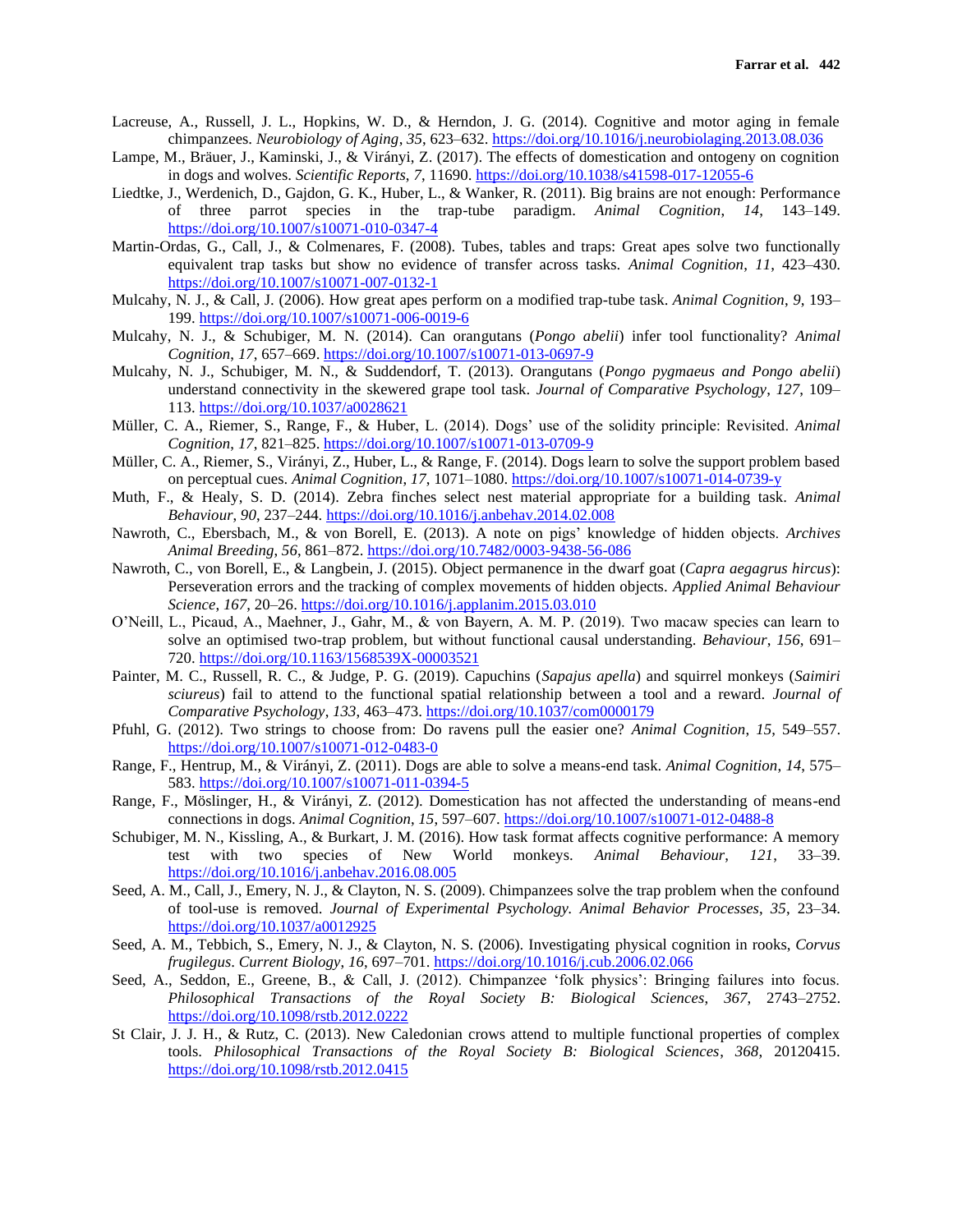Lacreuse, A., Russell, J. L., Hopkins, W. D., & Herndon, J. G. (2014). Cognitive and motor aging in female chimpanzees. *Neurobiology of Aging*, *35*, 623–632. https://doi.org/10.1016/j.neurobiolaging.2013.08.036

Lampe, M., Bräuer, J., Kaminski, J., & Virányi, Z. (2017). The effects of domestication and ontogeny on cognition in dogs and wolves. *Scientific Reports*, *7*, 11690. https://doi.org/10.1038/s41598-017-12055-6

Liedtke, J., Werdenich, D., Gajdon, G. K., Huber, L., & Wanker, R. (2011). Big brains are not enough: Performance of three parrot species in the trap-tube paradigm. *Animal Cognition*, *14*, 143–149. https://doi.org/10.1007/s10071-010-0347-4

Martin-Ordas, G., Call, J., & Colmenares, F. (2008). Tubes, tables and traps: Great apes solve two functionally equivalent trap tasks but show no evidence of transfer across tasks. *Animal Cognition*, *11*, 423–430. https://doi.org/10.1007/s10071-007-0132-1

Mulcahy, N. J., & Call, J. (2006). How great apes perform on a modified trap-tube task. *Animal Cognition*, *9*, 193–199. https://doi.org/10.1007/s10071-006-0019-6

Mulcahy, N. J., & Schubiger, M. N. (2014). Can orangutans (*Pongo abelii*) infer tool functionality? *Animal Cognition*, *17*, 657–669. https://doi.org/10.1007/s10071-013-0697-9

Mulcahy, N. J., Schubiger, M. N., & Suddendorf, T. (2013). Orangutans (*Pongo pygmaeus and Pongo abelii*) understand connectivity in the skewered grape tool task. *Journal of Comparative Psychology*, *127*, 109–113. https://doi.org/10.1037/a0028621

Müller, C. A., Riemer, S., Range, F., & Huber, L. (2014). Dogs' use of the solidity principle: Revisited. *Animal Cognition*, *17*, 821–825. https://doi.org/10.1007/s10071-013-0709-9

Müller, C. A., Riemer, S., Virányi, Z., Huber, L., & Range, F. (2014). Dogs learn to solve the support problem based on perceptual cues. *Animal Cognition*, *17*, 1071–1080. https://doi.org/10.1007/s10071-014-0739-y

Muth, F., & Healy, S. D. (2014). Zebra finches select nest material appropriate for a building task. *Animal Behaviour*, *90*, 237–244. https://doi.org/10.1016/j.anbehav.2014.02.008

Nawroth, C., Ebersbach, M., & von Borell, E. (2013). A note on pigs' knowledge of hidden objects. *Archives Animal Breeding*, *56*, 861–872. https://doi.org/10.7482/0003-9438-56-086

Nawroth, C., von Borell, E., & Langbein, J. (2015). Object permanence in the dwarf goat (*Capra aegagrus hircus*): Perseveration errors and the tracking of complex movements of hidden objects. *Applied Animal Behaviour Science*, *167*, 20–26. https://doi.org/10.1016/j.applanim.2015.03.010

O'Neill, L., Picaud, A., Maehner, J., Gahr, M., & von Bayern, A. M. P. (2019). Two macaw species can learn to solve an optimised two-trap problem, but without functional causal understanding. *Behaviour*, *156*, 691–720. https://doi.org/10.1163/1568539X-00003521

Painter, M. C., Russell, R. C., & Judge, P. G. (2019). Capuchins (*Sapajus apella*) and squirrel monkeys (*Saimiri sciureus*) fail to attend to the functional spatial relationship between a tool and a reward. *Journal of Comparative Psychology*, *133*, 463–473. https://doi.org/10.1037/com0000179

Pfuhl, G. (2012). Two strings to choose from: Do ravens pull the easier one? *Animal Cognition*, *15*, 549–557. https://doi.org/10.1007/s10071-012-0483-0

Range, F., Hentrup, M., & Virányi, Z. (2011). Dogs are able to solve a means-end task. *Animal Cognition*, *14*, 575–583. https://doi.org/10.1007/s10071-011-0394-5

Range, F., Möslinger, H., & Virányi, Z. (2012). Domestication has not affected the understanding of means-end connections in dogs. *Animal Cognition*, *15*, 597–607. https://doi.org/10.1007/s10071-012-0488-8

Schubiger, M. N., Kissling, A., & Burkart, J. M. (2016). How task format affects cognitive performance: A memory test with two species of New World monkeys. *Animal Behaviour*, *121*, 33–39. https://doi.org/10.1016/j.anbehav.2016.08.005

Seed, A. M., Call, J., Emery, N. J., & Clayton, N. S. (2009). Chimpanzees solve the trap problem when the confound of tool-use is removed. *Journal of Experimental Psychology. Animal Behavior Processes*, *35*, 23–34. https://doi.org/10.1037/a0012925

Seed, A. M., Tebbich, S., Emery, N. J., & Clayton, N. S. (2006). Investigating physical cognition in rooks, *Corvus frugilegus*. *Current Biology*, *16*, 697–701. https://doi.org/10.1016/j.cub.2006.02.066

Seed, A., Seddon, E., Greene, B., & Call, J. (2012). Chimpanzee 'folk physics': Bringing failures into focus. *Philosophical Transactions of the Royal Society B: Biological Sciences*, *367*, 2743–2752. https://doi.org/10.1098/rstb.2012.0222

St Clair, J. J. H., & Rutz, C. (2013). New Caledonian crows attend to multiple functional properties of complex tools. *Philosophical Transactions of the Royal Society B: Biological Sciences*, *368*, 20120415. https://doi.org/10.1098/rstb.2012.0415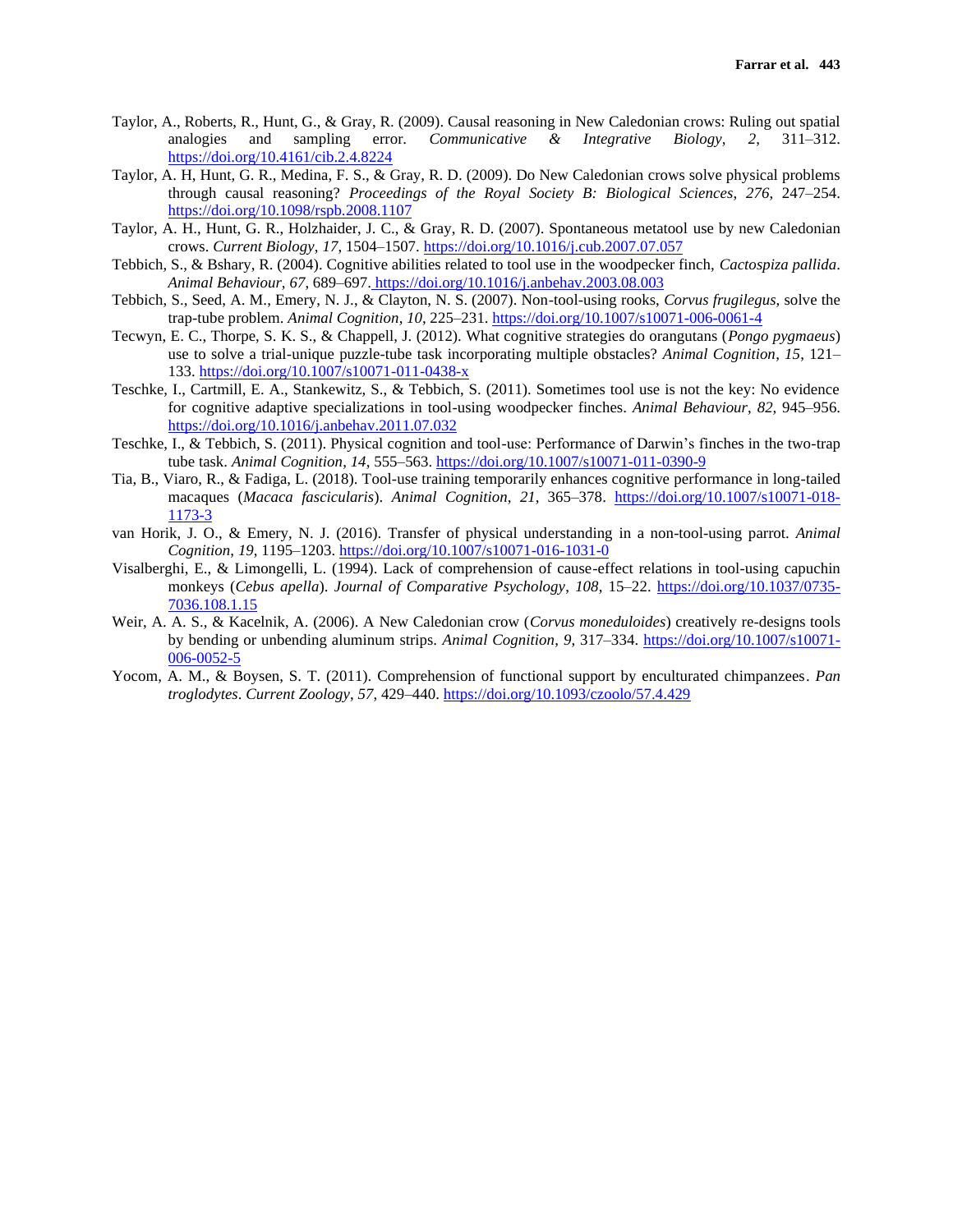Taylor, A., Roberts, R., Hunt, G., & Gray, R. (2009). Causal reasoning in New Caledonian crows: Ruling out spatial analogies and sampling error. *Communicative & Integrative Biology*, *2*, 311–312. https://doi.org/10.4161/cib.2.4.8224

Taylor, A. H, Hunt, G. R., Medina, F. S., & Gray, R. D. (2009). Do New Caledonian crows solve physical problems through causal reasoning? *Proceedings of the Royal Society B: Biological Sciences*, *276*, 247–254. https://doi.org/10.1098/rspb.2008.1107

Taylor, A. H., Hunt, G. R., Holzhaider, J. C., & Gray, R. D. (2007). Spontaneous metatool use by new Caledonian crows. *Current Biology*, *17*, 1504–1507. https://doi.org/10.1016/j.cub.2007.07.057

Tebbich, S., & Bshary, R. (2004). Cognitive abilities related to tool use in the woodpecker finch, *Cactospiza pallida*. *Animal Behaviour*, *67*, 689–697. https://doi.org/10.1016/j.anbehav.2003.08.003

Tebbich, S., Seed, A. M., Emery, N. J., & Clayton, N. S. (2007). Non-tool-using rooks, *Corvus frugilegus*, solve the trap-tube problem. *Animal Cognition*, *10*, 225–231. https://doi.org/10.1007/s10071-006-0061-4

Tecwyn, E. C., Thorpe, S. K. S., & Chappell, J. (2012). What cognitive strategies do orangutans (*Pongo pygmaeus*) use to solve a trial-unique puzzle-tube task incorporating multiple obstacles? *Animal Cognition*, *15*, 121–133. https://doi.org/10.1007/s10071-011-0438-x

Teschke, I., Cartmill, E. A., Stankewitz, S., & Tebbich, S. (2011). Sometimes tool use is not the key: No evidence for cognitive adaptive specializations in tool-using woodpecker finches. *Animal Behaviour*, *82*, 945–956. https://doi.org/10.1016/j.anbehav.2011.07.032

Teschke, I., & Tebbich, S. (2011). Physical cognition and tool-use: Performance of Darwin's finches in the two-trap tube task. *Animal Cognition*, *14*, 555–563. https://doi.org/10.1007/s10071-011-0390-9

Tia, B., Viaro, R., & Fadiga, L. (2018). Tool-use training temporarily enhances cognitive performance in long-tailed macaques (*Macaca fascicularis*). *Animal Cognition*, *21*, 365–378. https://doi.org/10.1007/s10071-018-1173-3

van Horik, J. O., & Emery, N. J. (2016). Transfer of physical understanding in a non-tool-using parrot. *Animal Cognition*, *19*, 1195–1203. https://doi.org/10.1007/s10071-016-1031-0

Visalberghi, E., & Limongelli, L. (1994). Lack of comprehension of cause-effect relations in tool-using capuchin monkeys (*Cebus apella*). *Journal of Comparative Psychology*, *108*, 15–22. https://doi.org/10.1037/0735-7036.108.1.15

Weir, A. A. S., & Kacelnik, A. (2006). A New Caledonian crow (*Corvus moneduloides*) creatively re-designs tools by bending or unbending aluminum strips. *Animal Cognition*, *9*, 317–334. https://doi.org/10.1007/s10071-006-0052-5

Yocom, A. M., & Boysen, S. T. (2011). Comprehension of functional support by enculturated chimpanzees. *Pan troglodytes*. *Current Zoology*, *57*, 429–440. https://doi.org/10.1093/czoolo/57.4.429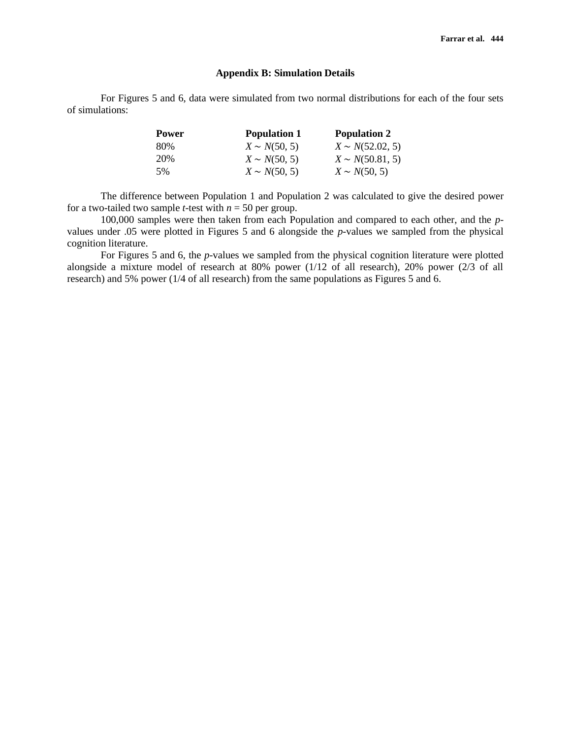## Appendix B: Simulation Details

For Figures 5 and 6, data were simulated from two normal distributions for each of the four sets of simulations:

| **Power** | **Population 1** | **Population 2** |
|---|---|---|
| 80% | $X \sim N(50, 5)$ | $X \sim N(52.02, 5)$ |
| 20% | $X \sim N(50, 5)$ | $X \sim N(50.81, 5)$ |
| 5% | $X \sim N(50, 5)$ | $X \sim N(50, 5)$ |

The difference between Population 1 and Population 2 was calculated to give the desired power for a two-tailed two sample *t*-test with $n = 50$ per group.

100,000 samples were then taken from each Population and compared to each other, and the *p*-values under .05 were plotted in Figures 5 and 6 alongside the *p*-values we sampled from the physical cognition literature.

For Figures 5 and 6, the *p*-values we sampled from the physical cognition literature were plotted alongside a mixture model of research at 80% power (1/12 of all research), 20% power (2/3 of all research) and 5% power (1/4 of all research) from the same populations as Figures 5 and 6.